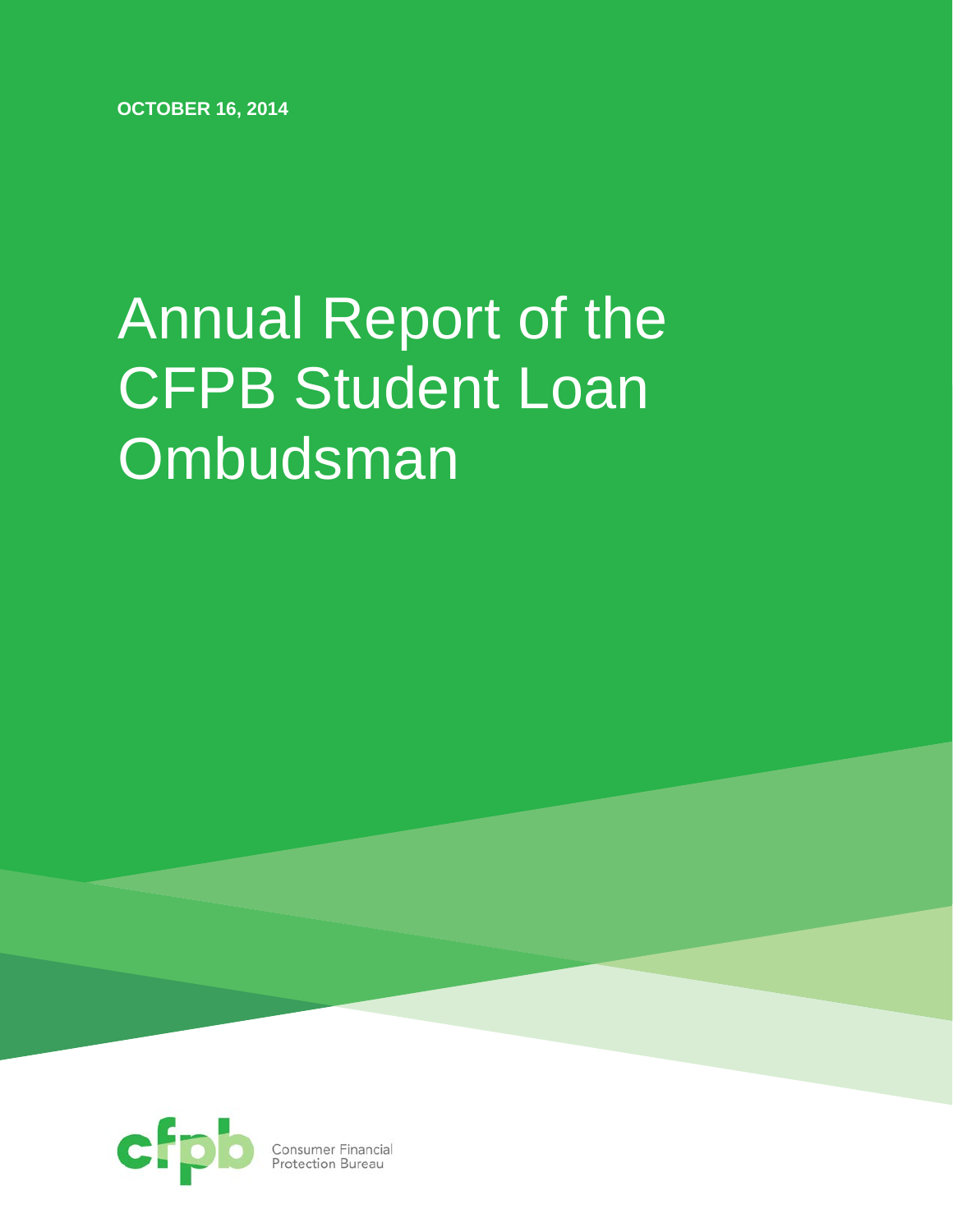**OCTOBER 16, 2014**

# Annual Report of the CFPB Student Loan Ombudsman

cfpb Consumer Financial Protection Bureau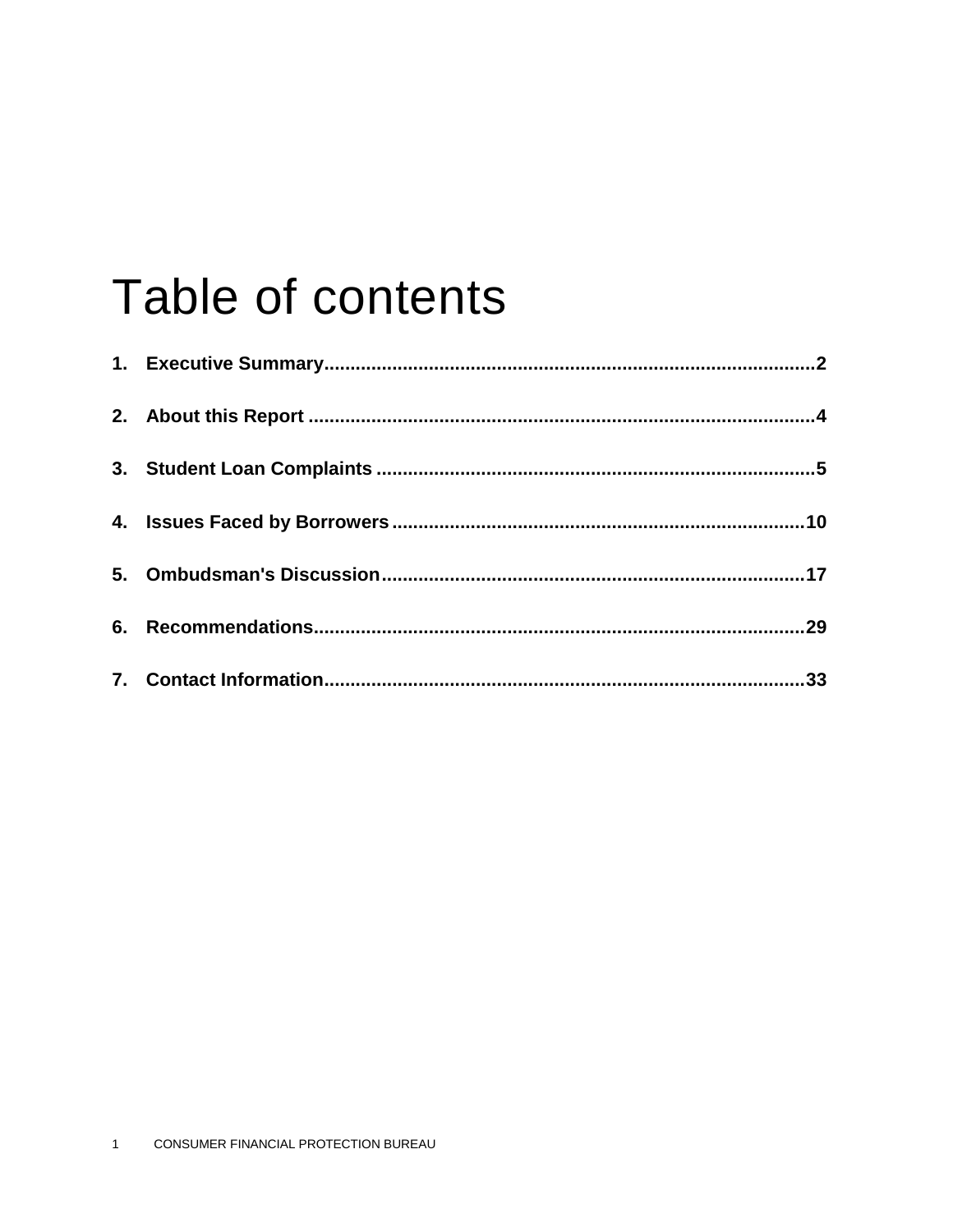# Table of contents

1. **Executive Summary............................................................................................2**

2. **About this Report ...............................................................................................4**

3. **Student Loan Complaints ..................................................................................5**

4. **Issues Faced by Borrowers.............................................................................10**

5. **Ombudsman's Discussion...............................................................................17**

6. **Recommendations............................................................................................29**

7. **Contact Information..........................................................................................33**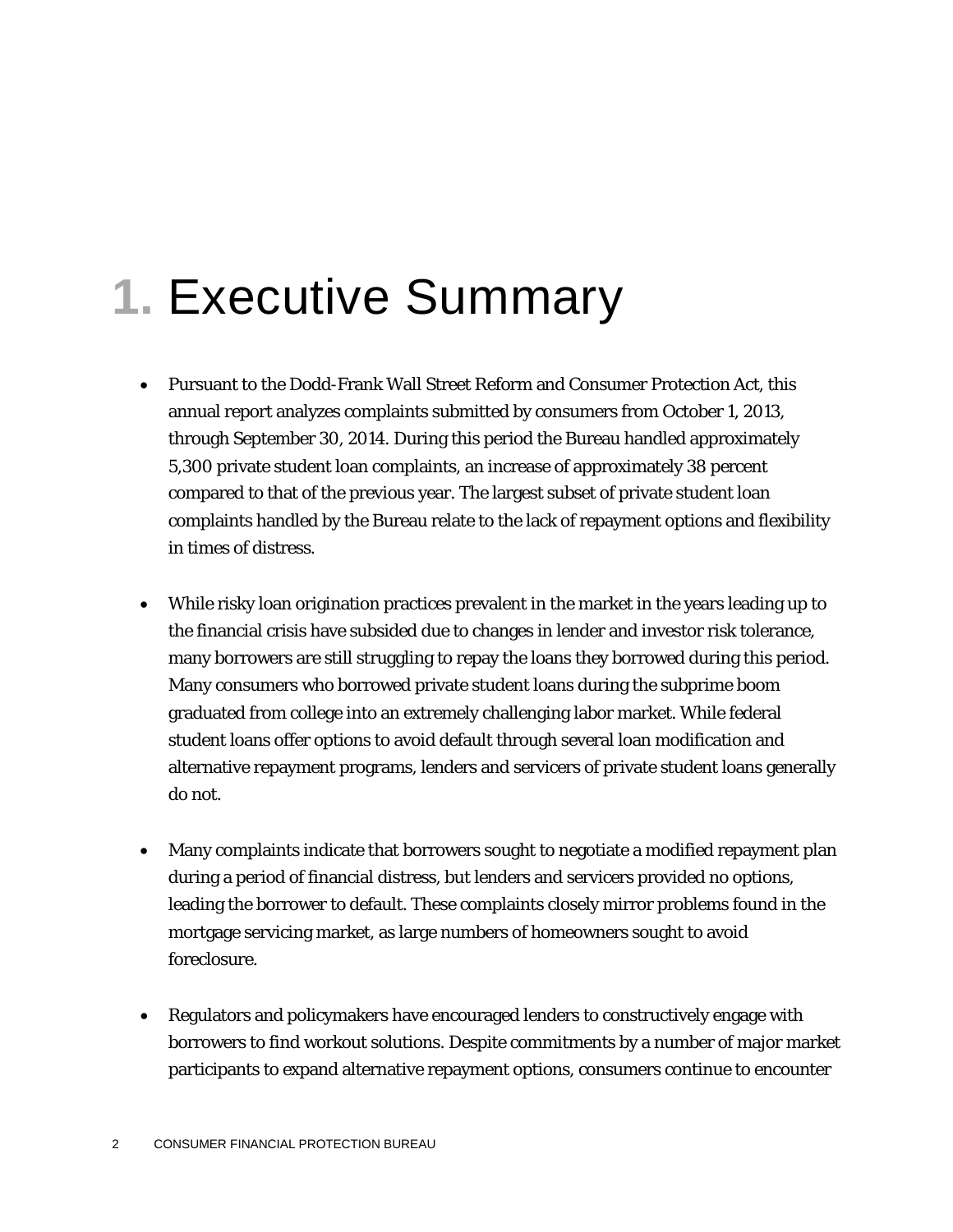# 1. Executive Summary

- Pursuant to the Dodd-Frank Wall Street Reform and Consumer Protection Act, this annual report analyzes complaints submitted by consumers from October 1, 2013, through September 30, 2014. During this period the Bureau handled approximately 5,300 private student loan complaints, an increase of approximately 38 percent compared to that of the previous year. The largest subset of private student loan complaints handled by the Bureau relate to the lack of repayment options and flexibility in times of distress.

- While risky loan origination practices prevalent in the market in the years leading up to the financial crisis have subsided due to changes in lender and investor risk tolerance, many borrowers are still struggling to repay the loans they borrowed during this period. Many consumers who borrowed private student loans during the subprime boom graduated from college into an extremely challenging labor market. While federal student loans offer options to avoid default through several loan modification and alternative repayment programs, lenders and servicers of private student loans generally do not.

- Many complaints indicate that borrowers sought to negotiate a modified repayment plan during a period of financial distress, but lenders and servicers provided no options, leading the borrower to default. These complaints closely mirror problems found in the mortgage servicing market, as large numbers of homeowners sought to avoid foreclosure.

- Regulators and policymakers have encouraged lenders to constructively engage with borrowers to find workout solutions. Despite commitments by a number of major market participants to expand alternative repayment options, consumers continue to encounter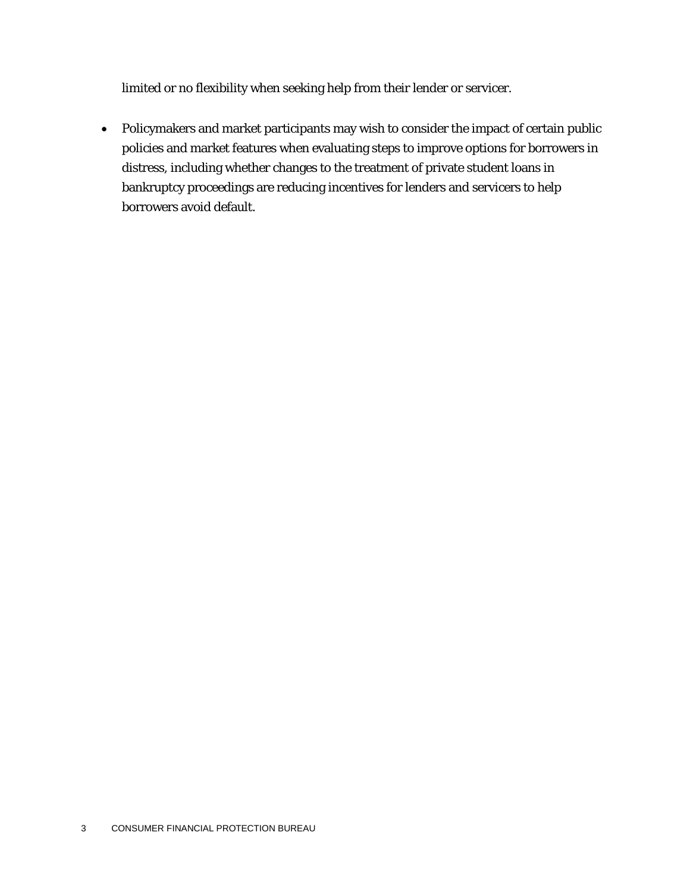limited or no flexibility when seeking help from their lender or servicer.

- Policymakers and market participants may wish to consider the impact of certain public policies and market features when evaluating steps to improve options for borrowers in distress, including whether changes to the treatment of private student loans in bankruptcy proceedings are reducing incentives for lenders and servicers to help borrowers avoid default.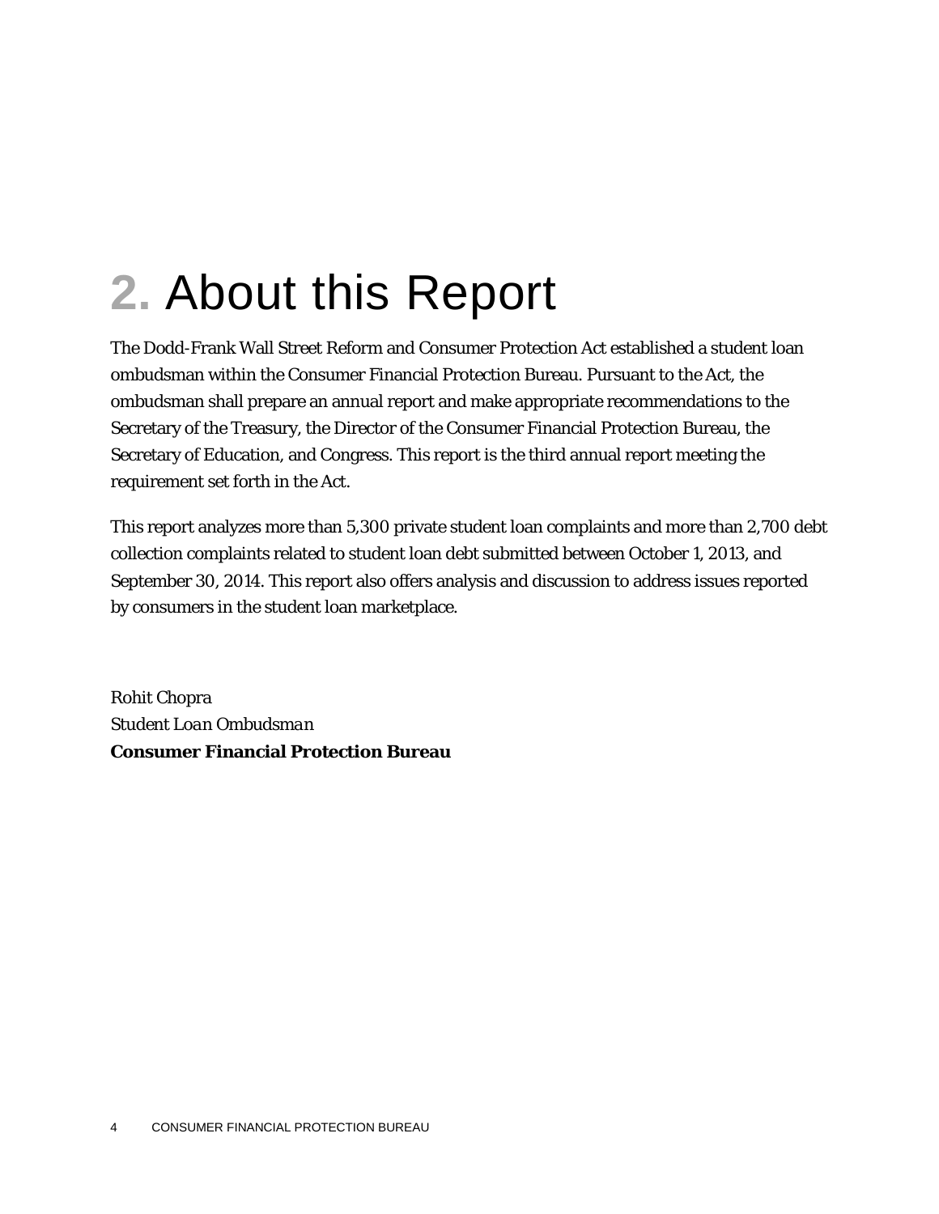# 2. About this Report

The Dodd-Frank Wall Street Reform and Consumer Protection Act established a student loan ombudsman within the Consumer Financial Protection Bureau. Pursuant to the Act, the ombudsman shall prepare an annual report and make appropriate recommendations to the Secretary of the Treasury, the Director of the Consumer Financial Protection Bureau, the Secretary of Education, and Congress. This report is the third annual report meeting the requirement set forth in the Act.

This report analyzes more than 5,300 private student loan complaints and more than 2,700 debt collection complaints related to student loan debt submitted between October 1, 2013, and September 30, 2014. This report also offers analysis and discussion to address issues reported by consumers in the student loan marketplace.

*Rohit Chopra*  
*Student Loan Ombudsman*  
**Consumer Financial Protection Bureau**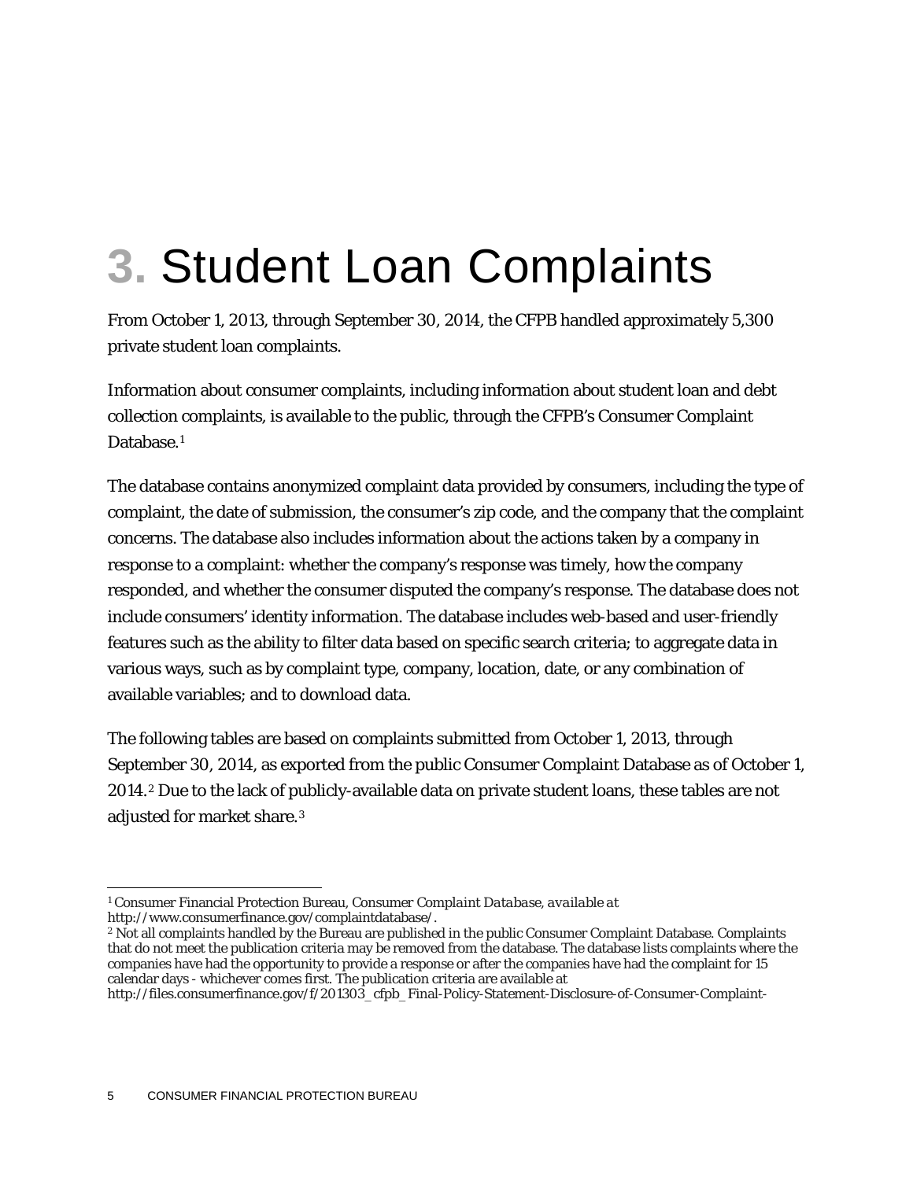# 3. Student Loan Complaints

From October 1, 2013, through September 30, 2014, the CFPB handled approximately 5,300 private student loan complaints.

Information about consumer complaints, including information about student loan and debt collection complaints, is available to the public, through the CFPB's Consumer Complaint Database.[1]

The database contains anonymized complaint data provided by consumers, including the type of complaint, the date of submission, the consumer's zip code, and the company that the complaint concerns. The database also includes information about the actions taken by a company in response to a complaint: whether the company's response was timely, how the company responded, and whether the consumer disputed the company's response. The database does not include consumers' identity information. The database includes web-based and user-friendly features such as the ability to filter data based on specific search criteria; to aggregate data in various ways, such as by complaint type, company, location, date, or any combination of available variables; and to download data.

The following tables are based on complaints submitted from October 1, 2013, through September 30, 2014, as exported from the public Consumer Complaint Database as of October 1, 2014.[2] Due to the lack of publicly-available data on private student loans, these tables are not adjusted for market share.[3]

---

[1] Consumer Financial Protection Bureau, *Consumer Complaint Database, available at* http://www.consumerfinance.gov/complaintdatabase/.

[2] Not all complaints handled by the Bureau are published in the public Consumer Complaint Database. Complaints that do not meet the publication criteria may be removed from the database. The database lists complaints where the companies have had the opportunity to provide a response or after the companies have had the complaint for 15 calendar days - whichever comes first. The publication criteria are available at http://files.consumerfinance.gov/f/201303_cfpb_Final-Policy-Statement-Disclosure-of-Consumer-Complaint-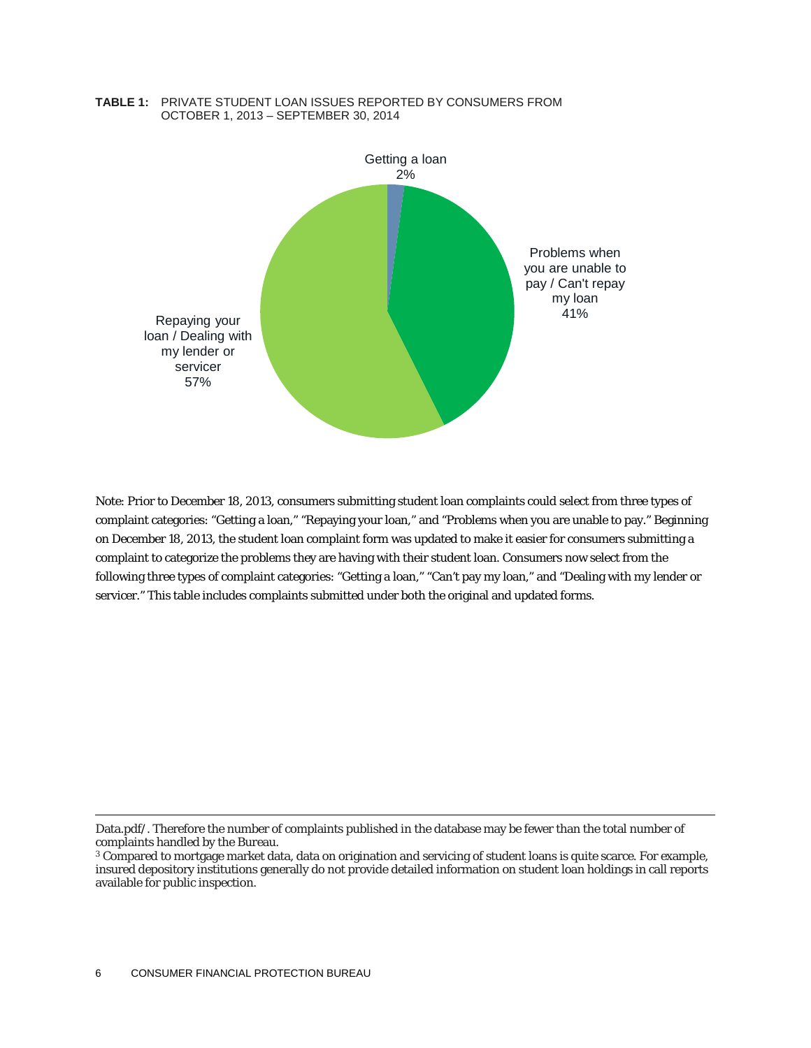**TABLE 1:** PRIVATE STUDENT LOAN ISSUES REPORTED BY CONSUMERS FROM OCTOBER 1, 2013 – SEPTEMBER 30, 2014

Getting a loan
2%

Problems when you are unable to pay / Can't repay my loan
41%

Repaying your loan / Dealing with my lender or servicer
57%

Note: Prior to December 18, 2013, consumers submitting student loan complaints could select from three types of complaint categories: "Getting a loan," "Repaying your loan," and "Problems when you are unable to pay." Beginning on December 18, 2013, the student loan complaint form was updated to make it easier for consumers submitting a complaint to categorize the problems they are having with their student loan. Consumers now select from the following three types of complaint categories: "Getting a loan," "Can't pay my loan," and "Dealing with my lender or servicer." This table includes complaints submitted under both the original and updated forms.

---

Data.pdf/. Therefore the number of complaints published in the database may be fewer than the total number of complaints handled by the Bureau.

[3] Compared to mortgage market data, data on origination and servicing of student loans is quite scarce. For example, insured depository institutions generally do not provide detailed information on student loan holdings in call reports available for public inspection.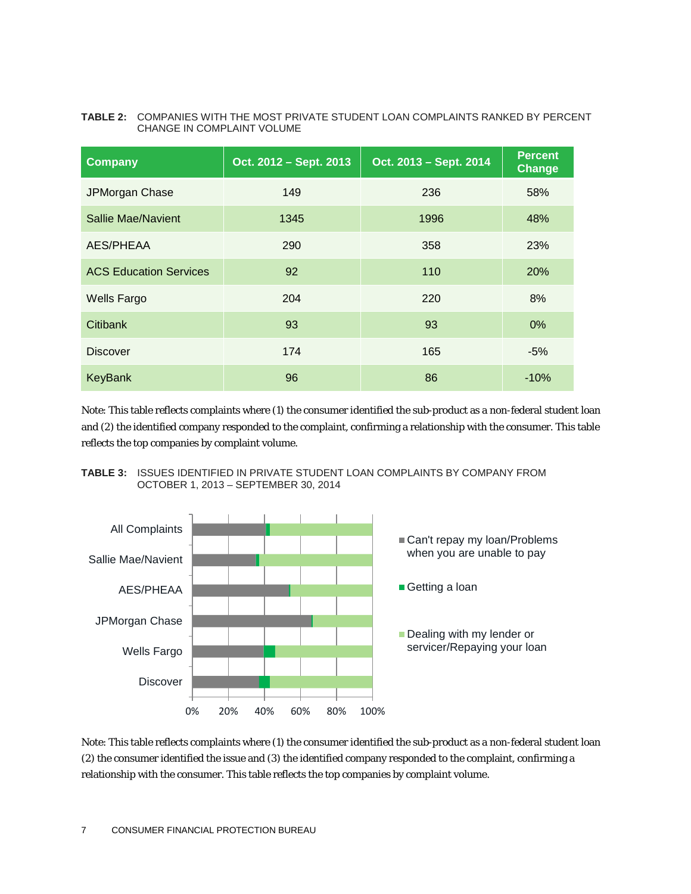**TABLE 2:** COMPANIES WITH THE MOST PRIVATE STUDENT LOAN COMPLAINTS RANKED BY PERCENT CHANGE IN COMPLAINT VOLUME

| Company | Oct. 2012 – Sept. 2013 | Oct. 2013 – Sept. 2014 | Percent Change |
|---|---|---|---|
| JPMorgan Chase | 149 | 236 | 58% |
| Sallie Mae/Navient | 1345 | 1996 | 48% |
| AES/PHEAA | 290 | 358 | 23% |
| ACS Education Services | 92 | 110 | 20% |
| Wells Fargo | 204 | 220 | 8% |
| Citibank | 93 | 93 | 0% |
| Discover | 174 | 165 | -5% |
| KeyBank | 96 | 86 | -10% |

Note: This table reflects complaints where (1) the consumer identified the sub-product as a non-federal student loan and (2) the identified company responded to the complaint, confirming a relationship with the consumer. This table reflects the top companies by complaint volume.

**TABLE 3:** ISSUES IDENTIFIED IN PRIVATE STUDENT LOAN COMPLAINTS BY COMPANY FROM OCTOBER 1, 2013 – SEPTEMBER 30, 2014

All Complaints
Sallie Mae/Navient
AES/PHEAA
JPMorgan Chase
Wells Fargo
Discover

0% 20% 40% 60% 80% 100%

Can't repay my loan/Problems when you are unable to pay
Getting a loan
Dealing with my lender or servicer/Repaying your loan

Note: This table reflects complaints where (1) the consumer identified the sub-product as a non-federal student loan (2) the consumer identified the issue and (3) the identified company responded to the complaint, confirming a relationship with the consumer. This table reflects the top companies by complaint volume.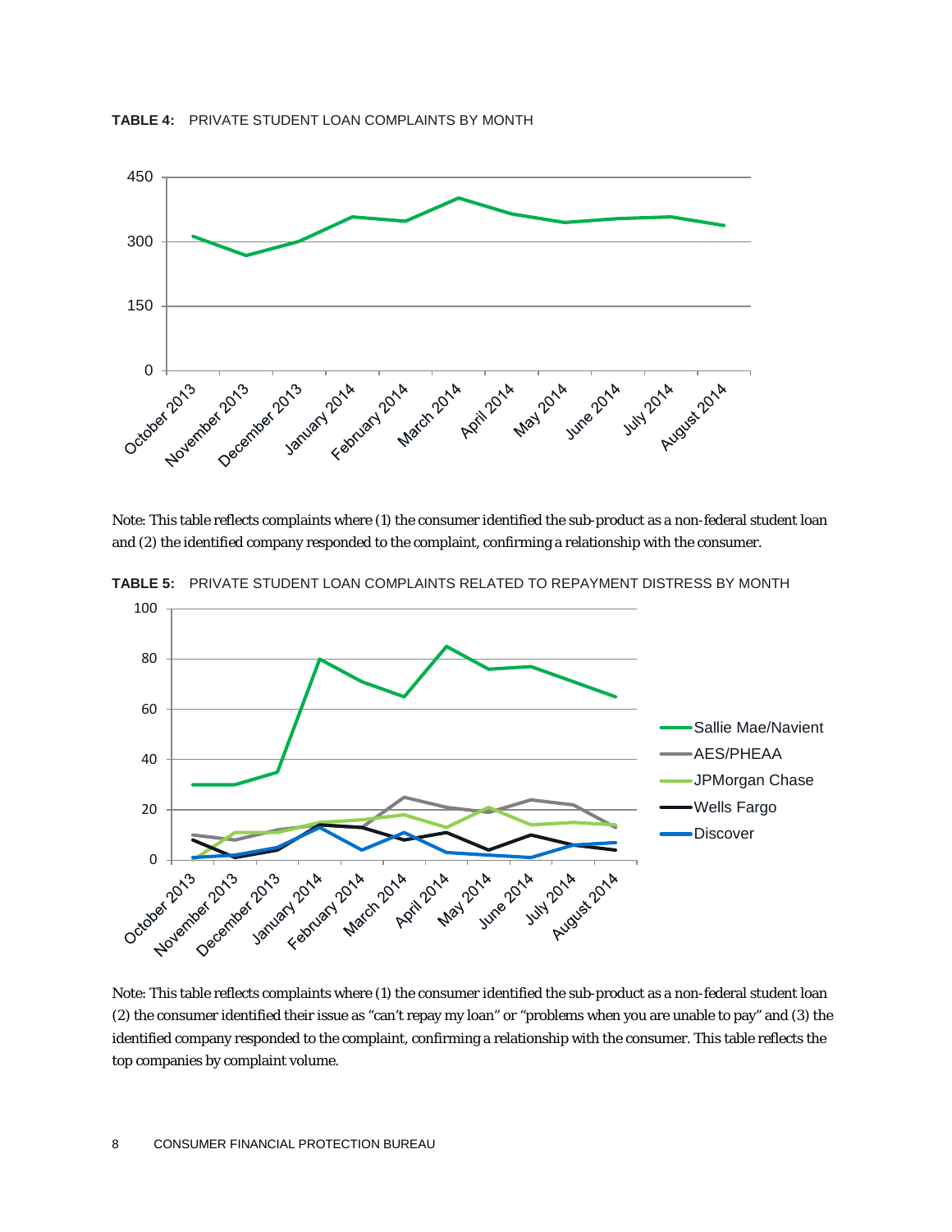**TABLE 4:** PRIVATE STUDENT LOAN COMPLAINTS BY MONTH

450
300
150
0

October 2013
November 2013
December 2013
January 2014
February 2014
March 2014
April 2014
May 2014
June 2014
July 2014
August 2014

Note: This table reflects complaints where (1) the consumer identified the sub-product as a non-federal student loan and (2) the identified company responded to the complaint, confirming a relationship with the consumer.

**TABLE 5:** PRIVATE STUDENT LOAN COMPLAINTS RELATED TO REPAYMENT DISTRESS BY MONTH

100
80
60
40
20
0

October 2013
November 2013
December 2013
January 2014
February 2014
March 2014
April 2014
May 2014
June 2014
July 2014
August 2014

Sallie Mae/Navient
AES/PHEAA
JPMorgan Chase
Wells Fargo
Discover

Note: This table reflects complaints where (1) the consumer identified the sub-product as a non-federal student loan (2) the consumer identified their issue as "can't repay my loan" or "problems when you are unable to pay" and (3) the identified company responded to the complaint, confirming a relationship with the consumer. This table reflects the top companies by complaint volume.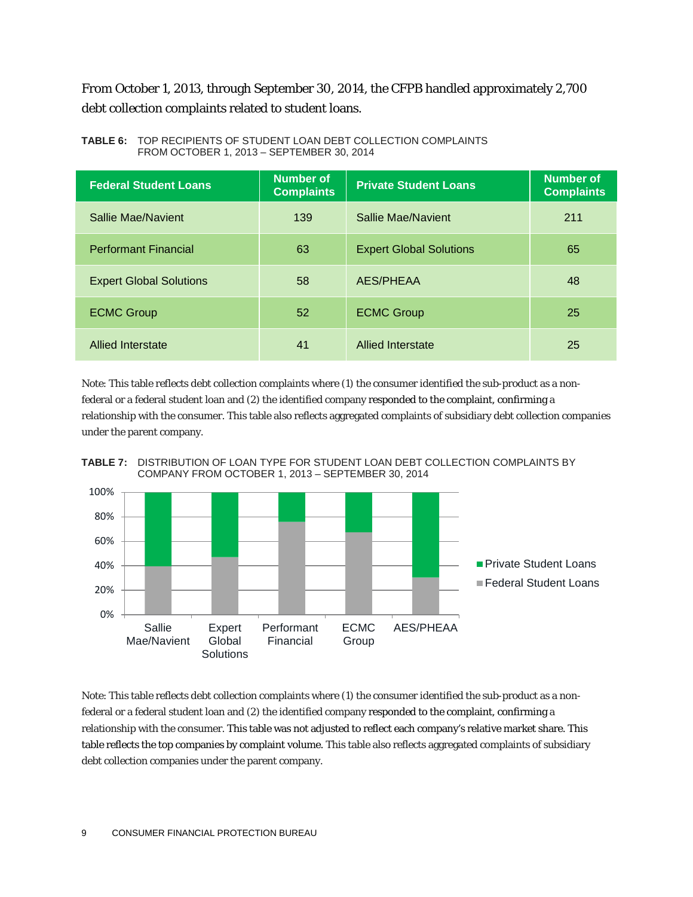From October 1, 2013, through September 30, 2014, the CFPB handled approximately 2,700 debt collection complaints related to student loans.

**TABLE 6:** TOP RECIPIENTS OF STUDENT LOAN DEBT COLLECTION COMPLAINTS FROM OCTOBER 1, 2013 – SEPTEMBER 30, 2014

| Federal Student Loans | Number of Complaints | Private Student Loans | Number of Complaints |
|---|---|---|---|
| Sallie Mae/Navient | 139 | Sallie Mae/Navient | 211 |
| Performant Financial | 63 | Expert Global Solutions | 65 |
| Expert Global Solutions | 58 | AES/PHEAA | 48 |
| ECMC Group | 52 | ECMC Group | 25 |
| Allied Interstate | 41 | Allied Interstate | 25 |

Note: This table reflects debt collection complaints where (1) the consumer identified the sub-product as a non-federal or a federal student loan and (2) the identified company responded to the complaint, confirming a relationship with the consumer. This table also reflects aggregated complaints of subsidiary debt collection companies under the parent company.

**TABLE 7:** DISTRIBUTION OF LOAN TYPE FOR STUDENT LOAN DEBT COLLECTION COMPLAINTS BY COMPANY FROM OCTOBER 1, 2013 – SEPTEMBER 30, 2014

100%
80%
60%
40%
20%
0%

Sallie Mae/Navient
Expert Global Solutions
Performant Financial
ECMC Group
AES/PHEAA

Private Student Loans
Federal Student Loans

Note: This table reflects debt collection complaints where (1) the consumer identified the sub-product as a non-federal or a federal student loan and (2) the identified company responded to the complaint, confirming a relationship with the consumer. This table was not adjusted to reflect each company's relative market share. This table reflects the top companies by complaint volume. This table also reflects aggregated complaints of subsidiary debt collection companies under the parent company.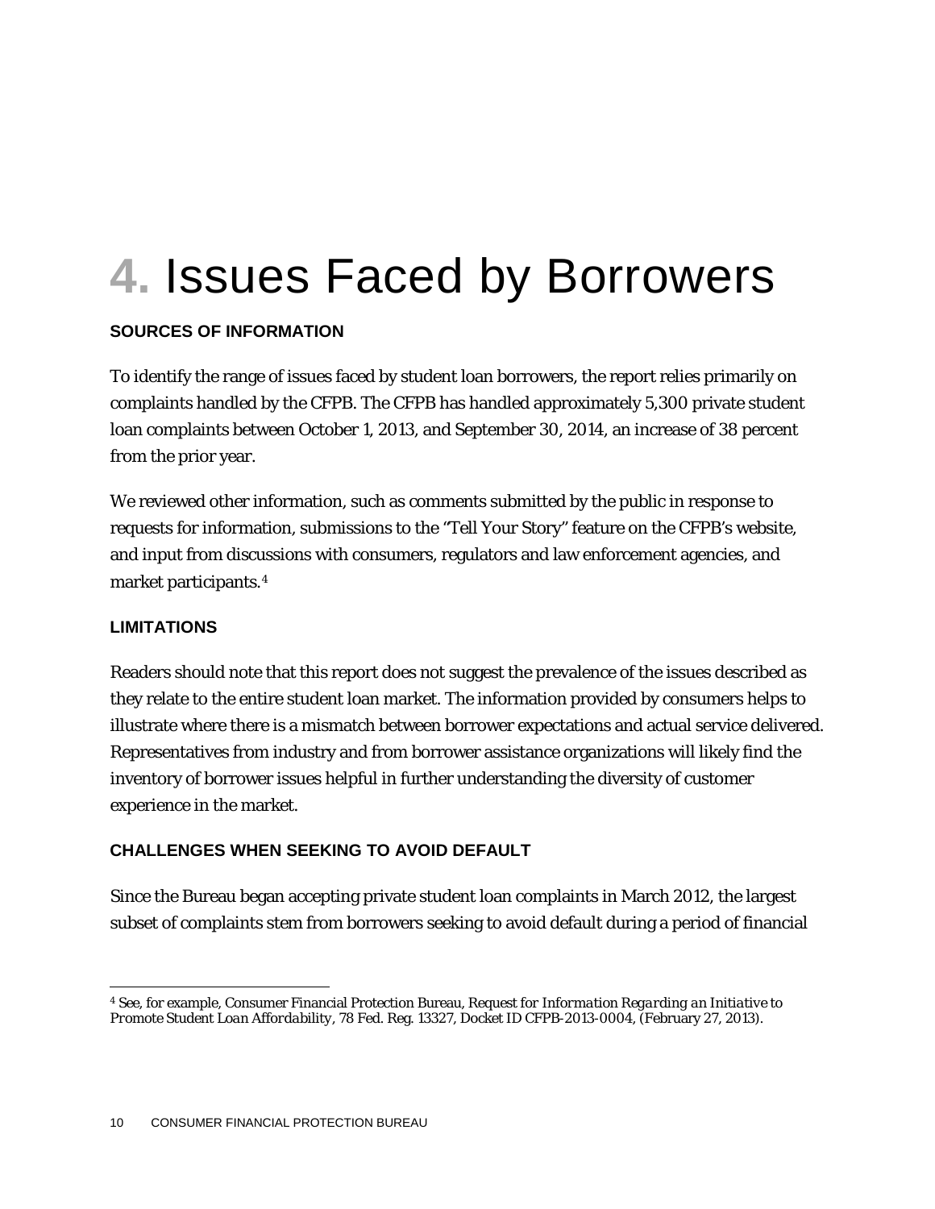# 4. Issues Faced by Borrowers

### SOURCES OF INFORMATION

To identify the range of issues faced by student loan borrowers, the report relies primarily on complaints handled by the CFPB. The CFPB has handled approximately 5,300 private student loan complaints between October 1, 2013, and September 30, 2014, an increase of 38 percent from the prior year.

We reviewed other information, such as comments submitted by the public in response to requests for information, submissions to the "Tell Your Story" feature on the CFPB's website, and input from discussions with consumers, regulators and law enforcement agencies, and market participants.[4]

### LIMITATIONS

Readers should note that this report does not suggest the prevalence of the issues described as they relate to the entire student loan market. The information provided by consumers helps to illustrate where there is a mismatch between borrower expectations and actual service delivered. Representatives from industry and from borrower assistance organizations will likely find the inventory of borrower issues helpful in further understanding the diversity of customer experience in the market.

### CHALLENGES WHEN SEEKING TO AVOID DEFAULT

Since the Bureau began accepting private student loan complaints in March 2012, the largest subset of complaints stem from borrowers seeking to avoid default during a period of financial

---

[4] See, for example, Consumer Financial Protection Bureau, Request for *Information Regarding an Initiative to Promote Student Loan Affordability*, 78 Fed. Reg. 13327, Docket ID CFPB-2013-0004, (February 27, 2013).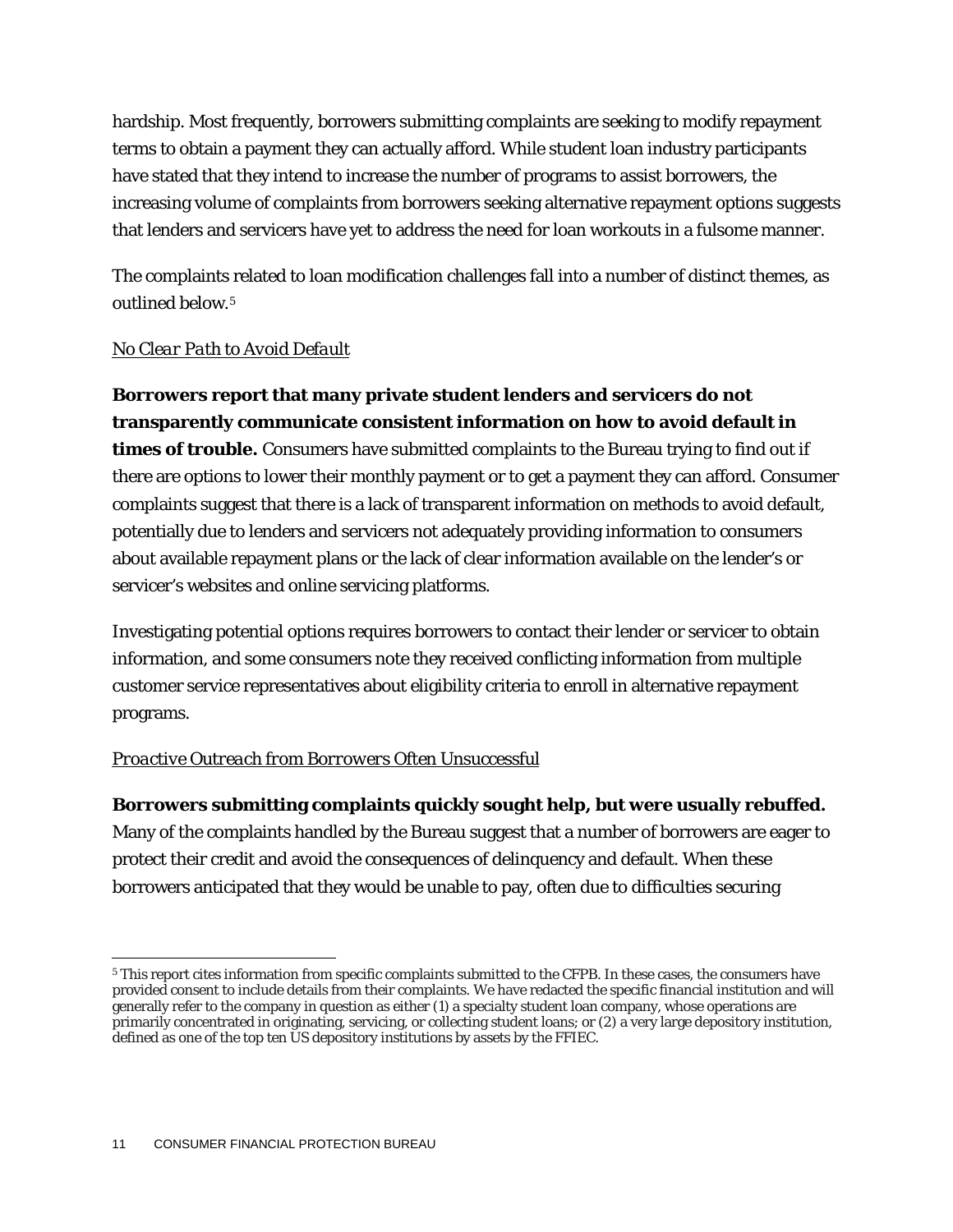hardship. Most frequently, borrowers submitting complaints are seeking to modify repayment terms to obtain a payment they can actually afford. While student loan industry participants have stated that they intend to increase the number of programs to assist borrowers, the increasing volume of complaints from borrowers seeking alternative repayment options suggests that lenders and servicers have yet to address the need for loan workouts in a fulsome manner.

The complaints related to loan modification challenges fall into a number of distinct themes, as outlined below.[5]

*No Clear Path to Avoid Default*

**Borrowers report that many private student lenders and servicers do not transparently communicate consistent information on how to avoid default in times of trouble.** Consumers have submitted complaints to the Bureau trying to find out if there are options to lower their monthly payment or to get a payment they can afford. Consumer complaints suggest that there is a lack of transparent information on methods to avoid default, potentially due to lenders and servicers not adequately providing information to consumers about available repayment plans or the lack of clear information available on the lender's or servicer's websites and online servicing platforms.

Investigating potential options requires borrowers to contact their lender or servicer to obtain information, and some consumers note they received conflicting information from multiple customer service representatives about eligibility criteria to enroll in alternative repayment programs.

*Proactive Outreach from Borrowers Often Unsuccessful*

**Borrowers submitting complaints quickly sought help, but were usually rebuffed.** Many of the complaints handled by the Bureau suggest that a number of borrowers are eager to protect their credit and avoid the consequences of delinquency and default. When these borrowers anticipated that they would be unable to pay, often due to difficulties securing

[5] This report cites information from specific complaints submitted to the CFPB. In these cases, the consumers have provided consent to include details from their complaints. We have redacted the specific financial institution and will generally refer to the company in question as either (1) a specialty student loan company, whose operations are primarily concentrated in originating, servicing, or collecting student loans; or (2) a very large depository institution, defined as one of the top ten US depository institutions by assets by the FFIEC.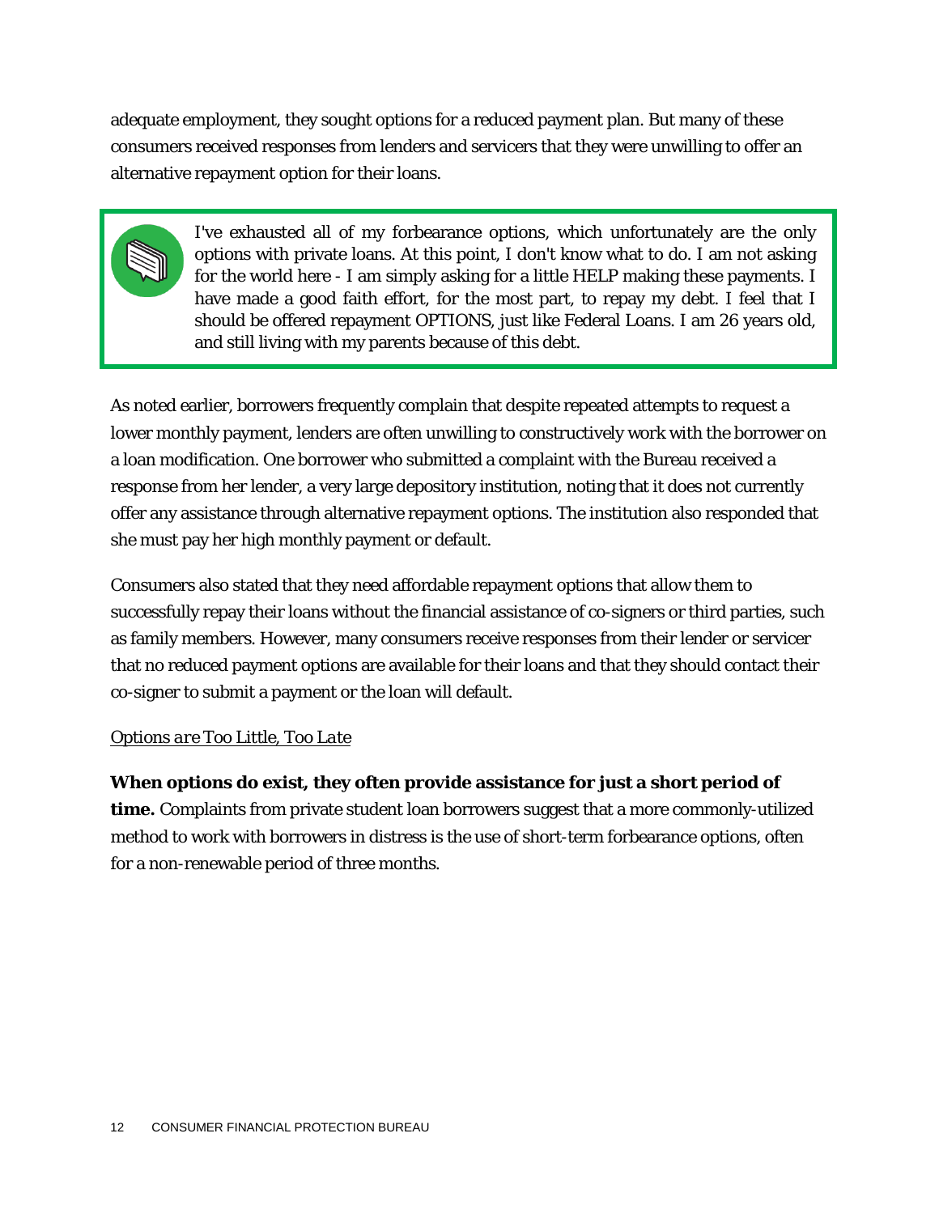adequate employment, they sought options for a reduced payment plan. But many of these consumers received responses from lenders and servicers that they were unwilling to offer an alternative repayment option for their loans.

> I've exhausted all of my forbearance options, which unfortunately are the only options with private loans. At this point, I don't know what to do. I am not asking for the world here - I am simply asking for a little HELP making these payments. I have made a good faith effort, for the most part, to repay my debt. I feel that I should be offered repayment OPTIONS, just like Federal Loans. I am 26 years old, and still living with my parents because of this debt.

As noted earlier, borrowers frequently complain that despite repeated attempts to request a lower monthly payment, lenders are often unwilling to constructively work with the borrower on a loan modification. One borrower who submitted a complaint with the Bureau received a response from her lender, a very large depository institution, noting that it does not currently offer any assistance through alternative repayment options. The institution also responded that she must pay her high monthly payment or default.

Consumers also stated that they need affordable repayment options that allow them to successfully repay their loans without the financial assistance of co-signers or third parties, such as family members. However, many consumers receive responses from their lender or servicer that no reduced payment options are available for their loans and that they should contact their co-signer to submit a payment or the loan will default.

*Options are Too Little, Too Late*

**When options do exist, they often provide assistance for just a short period of time.** Complaints from private student loan borrowers suggest that a more commonly-utilized method to work with borrowers in distress is the use of short-term forbearance options, often for a non-renewable period of three months.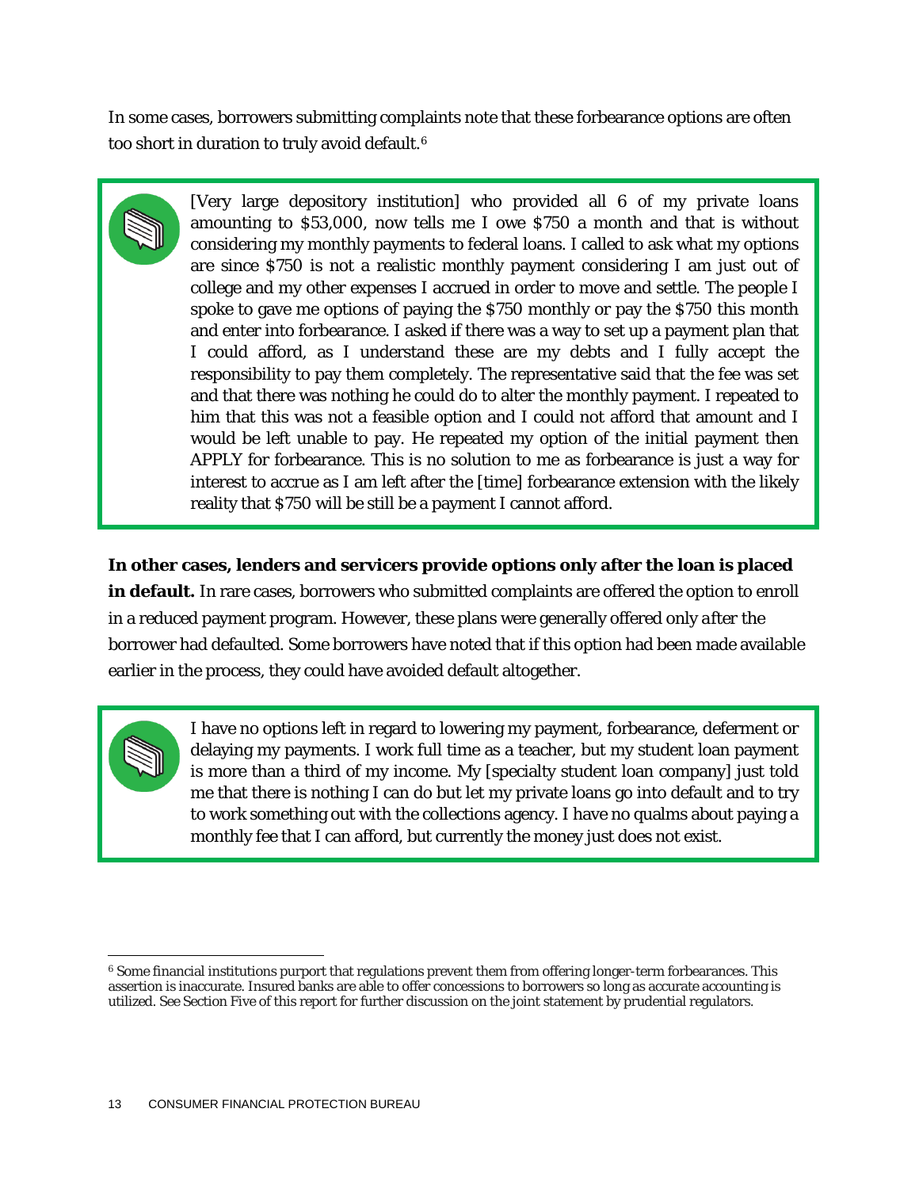In some cases, borrowers submitting complaints note that these forbearance options are often too short in duration to truly avoid default.[6]

> [Very large depository institution] who provided all 6 of my private loans amounting to $53,000, now tells me I owe $750 a month and that is without considering my monthly payments to federal loans. I called to ask what my options are since $750 is not a realistic monthly payment considering I am just out of college and my other expenses I accrued in order to move and settle. The people I spoke to gave me options of paying the $750 monthly or pay the $750 this month and enter into forbearance. I asked if there was a way to set up a payment plan that I could afford, as I understand these are my debts and I fully accept the responsibility to pay them completely. The representative said that the fee was set and that there was nothing he could do to alter the monthly payment. I repeated to him that this was not a feasible option and I could not afford that amount and I would be left unable to pay. He repeated my option of the initial payment then APPLY for forbearance. This is no solution to me as forbearance is just a way for interest to accrue as I am left after the [time] forbearance extension with the likely reality that $750 will be still be a payment I cannot afford.

**In other cases, lenders and servicers provide options only after the loan is placed in default.** In rare cases, borrowers who submitted complaints are offered the option to enroll in a reduced payment program. However, these plans were generally offered only *after* the borrower had defaulted. Some borrowers have noted that if this option had been made available earlier in the process, they could have avoided default altogether.

> I have no options left in regard to lowering my payment, forbearance, deferment or delaying my payments. I work full time as a teacher, but my student loan payment is more than a third of my income. My [specialty student loan company] just told me that there is nothing I can do but let my private loans go into default and to try to work something out with the collections agency. I have no qualms about paying a monthly fee that I can afford, but currently the money just does not exist.

[6] Some financial institutions purport that regulations prevent them from offering longer-term forbearances. This assertion is inaccurate. Insured banks are able to offer concessions to borrowers so long as accurate accounting is utilized. See Section Five of this report for further discussion on the joint statement by prudential regulators.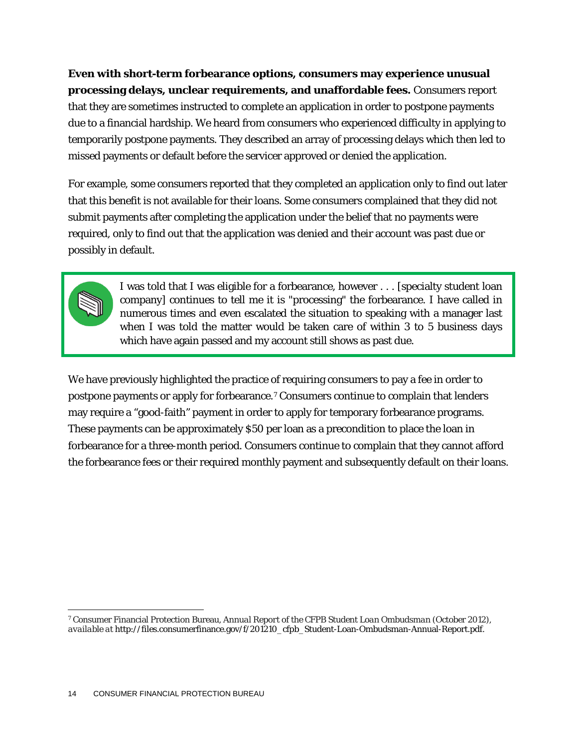**Even with short-term forbearance options, consumers may experience unusual processing delays, unclear requirements, and unaffordable fees.** Consumers report that they are sometimes instructed to complete an application in order to postpone payments due to a financial hardship. We heard from consumers who experienced difficulty in applying to temporarily postpone payments. They described an array of processing delays which then led to missed payments or default before the servicer approved or denied the application.

For example, some consumers reported that they completed an application only to find out later that this benefit is not available for their loans. Some consumers complained that they did not submit payments after completing the application under the belief that no payments were required, only to find out that the application was denied and their account was past due or possibly in default.

> I was told that I was eligible for a forbearance, however . . . [specialty student loan company] continues to tell me it is "processing" the forbearance. I have called in numerous times and even escalated the situation to speaking with a manager last when I was told the matter would be taken care of within 3 to 5 business days which have again passed and my account still shows as past due.

We have previously highlighted the practice of requiring consumers to pay a fee in order to postpone payments or apply for forbearance.[7] Consumers continue to complain that lenders may require a "good-faith" payment in order to apply for temporary forbearance programs. These payments can be approximately $50 per loan as a precondition to place the loan in forbearance for a three-month period. Consumers continue to complain that they cannot afford the forbearance fees or their required monthly payment and subsequently default on their loans.

---

[7] Consumer Financial Protection Bureau, *Annual Report of the CFPB Student Loan Ombudsman* (October 2012), *available at* http://files.consumerfinance.gov/f/201210_cfpb_Student-Loan-Ombudsman-Annual-Report.pdf.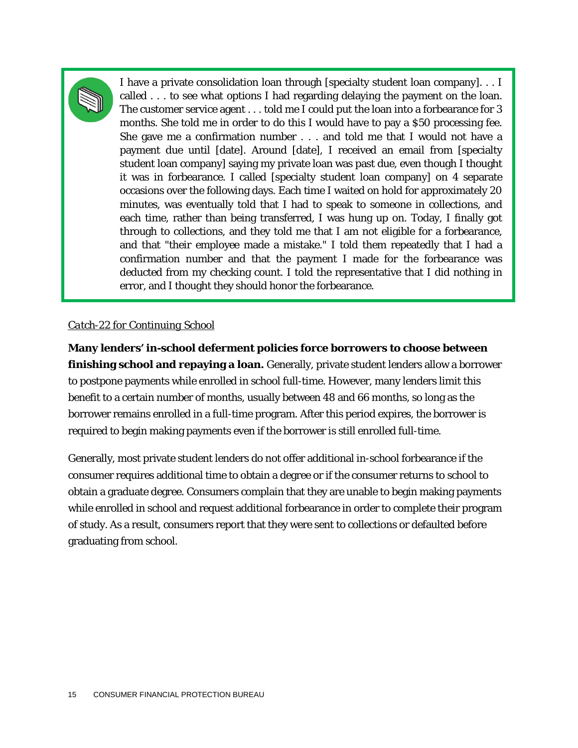> I have a private consolidation loan through [specialty student loan company]. . . I called . . . to see what options I had regarding delaying the payment on the loan. The customer service agent . . . told me I could put the loan into a forbearance for 3 months. She told me in order to do this I would have to pay a $50 processing fee. She gave me a confirmation number . . . and told me that I would not have a payment due until [date]. Around [date], I received an email from [specialty student loan company] saying my private loan was past due, even though I thought it was in forbearance. I called [specialty student loan company] on 4 separate occasions over the following days. Each time I waited on hold for approximately 20 minutes, was eventually told that I had to speak to someone in collections, and each time, rather than being transferred, I was hung up on. Today, I finally got through to collections, and they told me that I am not eligible for a forbearance, and that "their employee made a mistake." I told them repeatedly that I had a confirmation number and that the payment I made for the forbearance was deducted from my checking count. I told the representative that I did nothing in error, and I thought they should honor the forbearance.

*Catch-22 for Continuing School*

**Many lenders' in-school deferment policies force borrowers to choose between finishing school and repaying a loan.** Generally, private student lenders allow a borrower to postpone payments while enrolled in school full-time. However, many lenders limit this benefit to a certain number of months, usually between 48 and 66 months, so long as the borrower remains enrolled in a full-time program. After this period expires, the borrower is required to begin making payments even if the borrower is still enrolled full-time.

Generally, most private student lenders do not offer additional in-school forbearance if the consumer requires additional time to obtain a degree or if the consumer returns to school to obtain a graduate degree. Consumers complain that they are unable to begin making payments while enrolled in school and request additional forbearance in order to complete their program of study. As a result, consumers report that they were sent to collections or defaulted before graduating from school.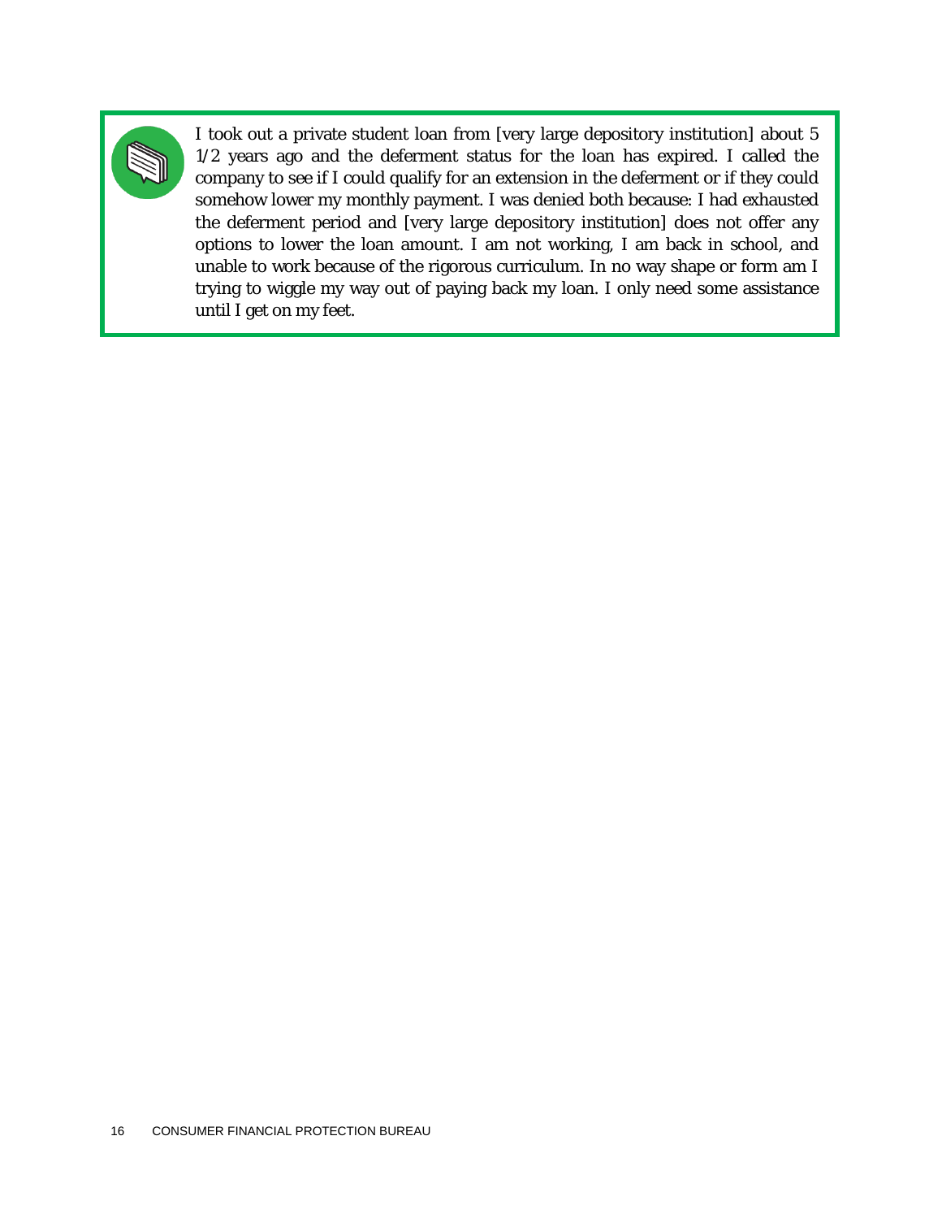> I took out a private student loan from [very large depository institution] about 5 1/2 years ago and the deferment status for the loan has expired. I called the company to see if I could qualify for an extension in the deferment or if they could somehow lower my monthly payment. I was denied both because: I had exhausted the deferment period and [very large depository institution] does not offer any options to lower the loan amount. I am not working, I am back in school, and unable to work because of the rigorous curriculum. In no way shape or form am I trying to wiggle my way out of paying back my loan. I only need some assistance until I get on my feet.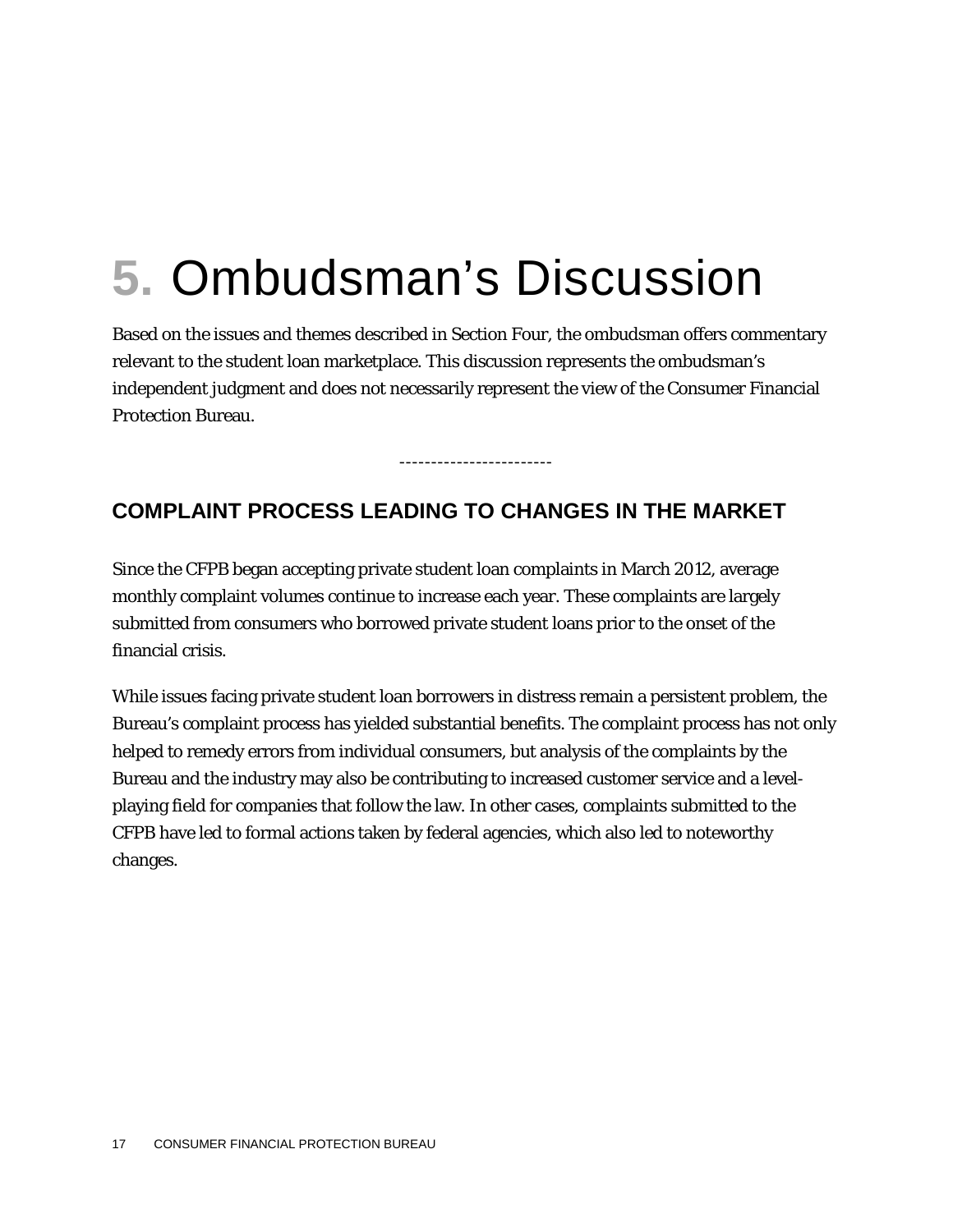# 5. Ombudsman's Discussion

Based on the issues and themes described in Section Four, the ombudsman offers commentary relevant to the student loan marketplace. This discussion represents the ombudsman's independent judgment and does not necessarily represent the view of the Consumer Financial Protection Bureau.

------------------------

## COMPLAINT PROCESS LEADING TO CHANGES IN THE MARKET

Since the CFPB began accepting private student loan complaints in March 2012, average monthly complaint volumes continue to increase each year. These complaints are largely submitted from consumers who borrowed private student loans prior to the onset of the financial crisis.

While issues facing private student loan borrowers in distress remain a persistent problem, the Bureau's complaint process has yielded substantial benefits. The complaint process has not only helped to remedy errors from individual consumers, but analysis of the complaints by the Bureau and the industry may also be contributing to increased customer service and a level-playing field for companies that follow the law. In other cases, complaints submitted to the CFPB have led to formal actions taken by federal agencies, which also led to noteworthy changes.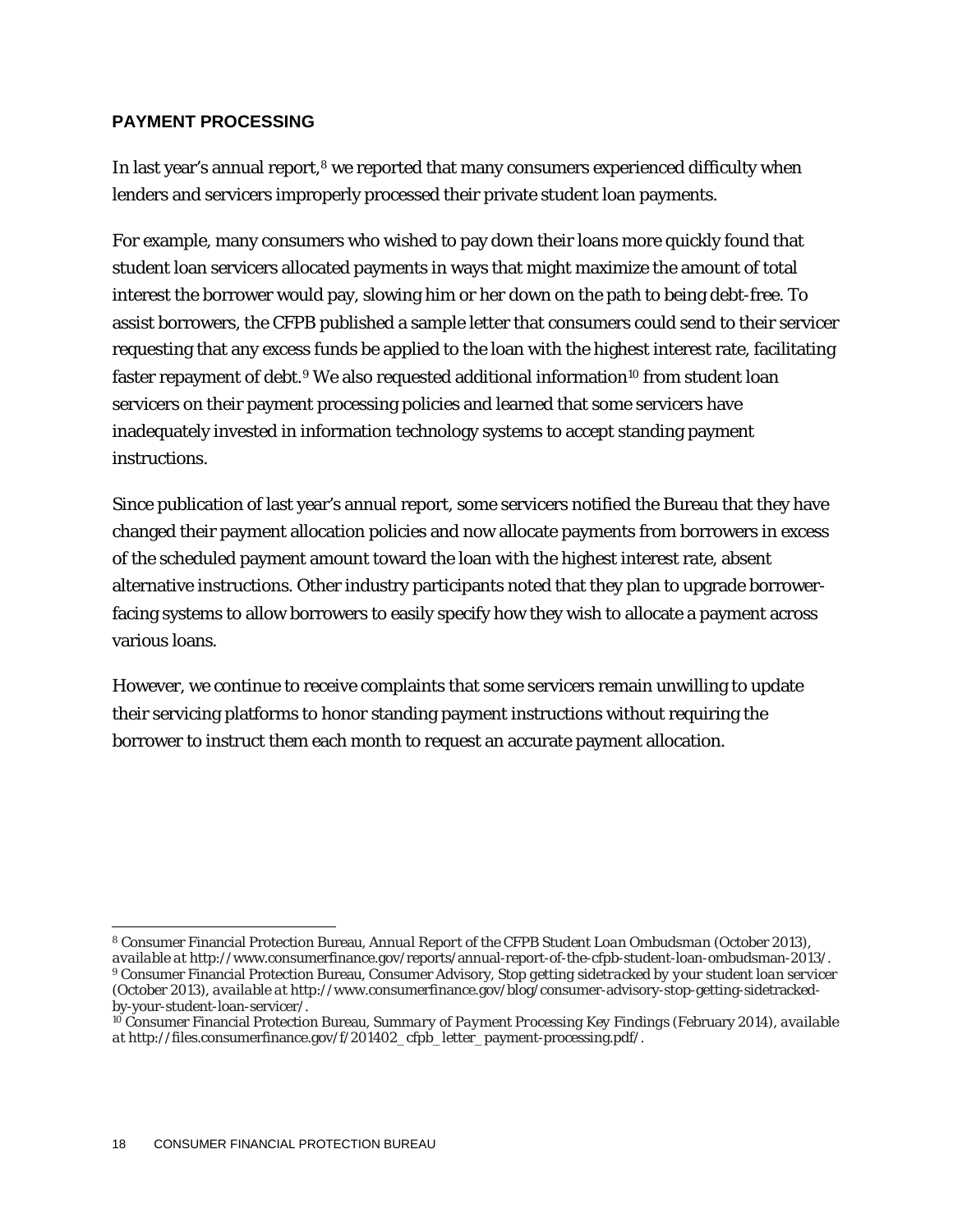## PAYMENT PROCESSING

In last year's annual report,[8] we reported that many consumers experienced difficulty when lenders and servicers improperly processed their private student loan payments.

For example, many consumers who wished to pay down their loans more quickly found that student loan servicers allocated payments in ways that might maximize the amount of total interest the borrower would pay, slowing him or her down on the path to being debt-free. To assist borrowers, the CFPB published a sample letter that consumers could send to their servicer requesting that any excess funds be applied to the loan with the highest interest rate, facilitating faster repayment of debt.[9] We also requested additional information[10] from student loan servicers on their payment processing policies and learned that some servicers have inadequately invested in information technology systems to accept standing payment instructions.

Since publication of last year's annual report, some servicers notified the Bureau that they have changed their payment allocation policies and now allocate payments from borrowers in excess of the scheduled payment amount toward the loan with the highest interest rate, absent alternative instructions. Other industry participants noted that they plan to upgrade borrower-facing systems to allow borrowers to easily specify how they wish to allocate a payment across various loans.

However, we continue to receive complaints that some servicers remain unwilling to update their servicing platforms to honor standing payment instructions without requiring the borrower to instruct them each month to request an accurate payment allocation.

---

[8] Consumer Financial Protection Bureau, *Annual Report of the CFPB Student Loan Ombudsman* (October 2013), *available at* http://www.consumerfinance.gov/reports/annual-report-of-the-cfpb-student-loan-ombudsman-2013/.

[9] Consumer Financial Protection Bureau, Consumer Advisory, *Stop getting sidetracked by your student loan servicer* (October 2013), *available at* http://www.consumerfinance.gov/blog/consumer-advisory-stop-getting-sidetracked-by-your-student-loan-servicer/.

[10] Consumer Financial Protection Bureau, *Summary of Payment Processing Key Findings* (February 2014), *available at* http://files.consumerfinance.gov/f/201402_cfpb_letter_payment-processing.pdf/.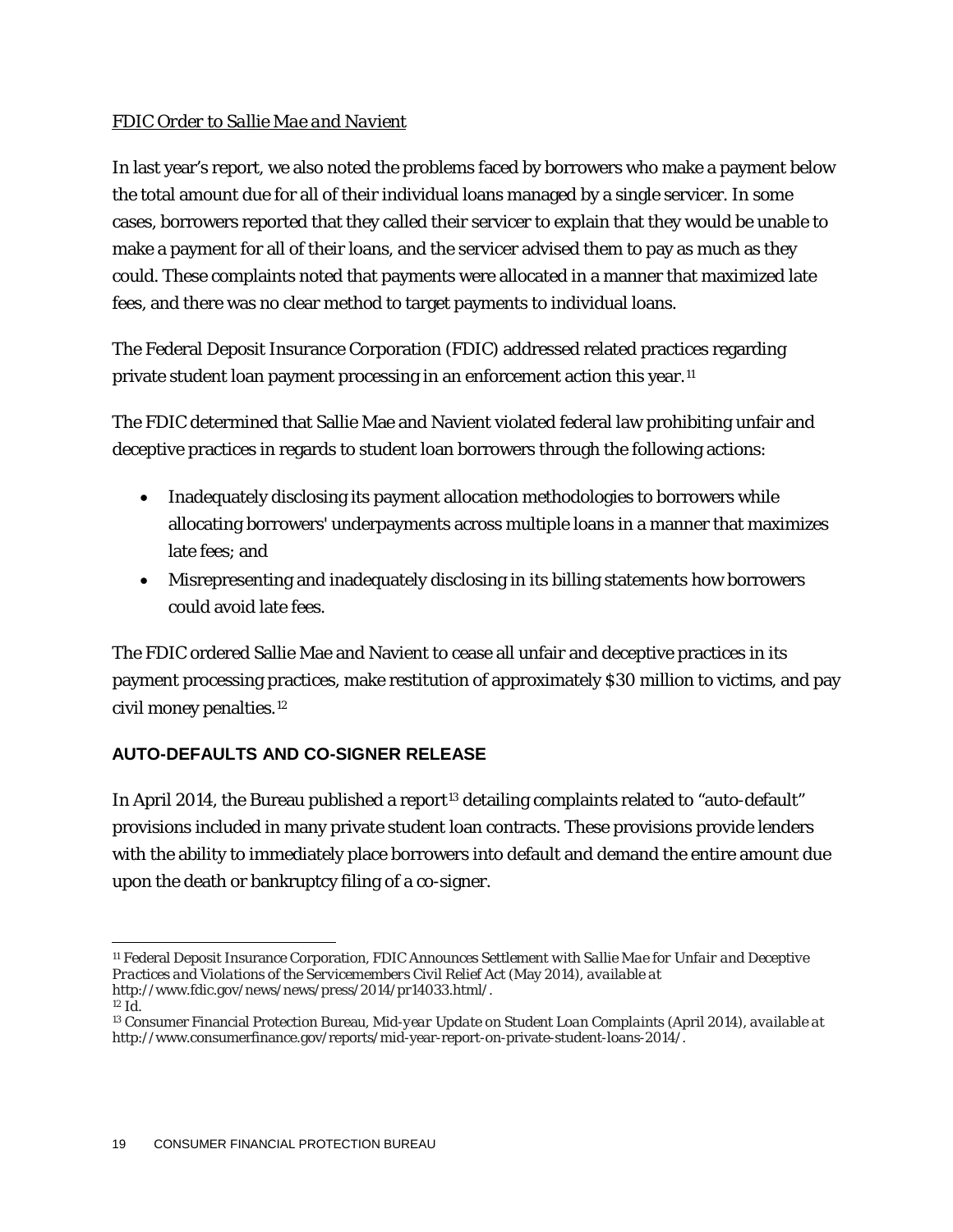*FDIC Order to Sallie Mae and Navient*

In last year's report, we also noted the problems faced by borrowers who make a payment below the total amount due for all of their individual loans managed by a single servicer. In some cases, borrowers reported that they called their servicer to explain that they would be unable to make a payment for all of their loans, and the servicer advised them to pay as much as they could. These complaints noted that payments were allocated in a manner that maximized late fees, and there was no clear method to target payments to individual loans.

The Federal Deposit Insurance Corporation (FDIC) addressed related practices regarding private student loan payment processing in an enforcement action this year.[11]

The FDIC determined that Sallie Mae and Navient violated federal law prohibiting unfair and deceptive practices in regards to student loan borrowers through the following actions:

- Inadequately disclosing its payment allocation methodologies to borrowers while allocating borrowers' underpayments across multiple loans in a manner that maximizes late fees; and
- Misrepresenting and inadequately disclosing in its billing statements how borrowers could avoid late fees.

The FDIC ordered Sallie Mae and Navient to cease all unfair and deceptive practices in its payment processing practices, make restitution of approximately $30 million to victims, and pay civil money penalties.[12]

## AUTO-DEFAULTS AND CO-SIGNER RELEASE

In April 2014, the Bureau published a report[13] detailing complaints related to "auto-default" provisions included in many private student loan contracts. These provisions provide lenders with the ability to immediately place borrowers into default and demand the entire amount due upon the death or bankruptcy filing of a co-signer.

---

[11] Federal Deposit Insurance Corporation, *FDIC Announces Settlement with Sallie Mae for Unfair and Deceptive Practices and Violations of the Servicemembers Civil Relief Act* (May 2014), *available at* http://www.fdic.gov/news/news/press/2014/pr14033.html/.

[12] *Id.*

[13] Consumer Financial Protection Bureau, *Mid-year Update on Student Loan Complaints* (April 2014), *available at* http://www.consumerfinance.gov/reports/mid-year-report-on-private-student-loans-2014/.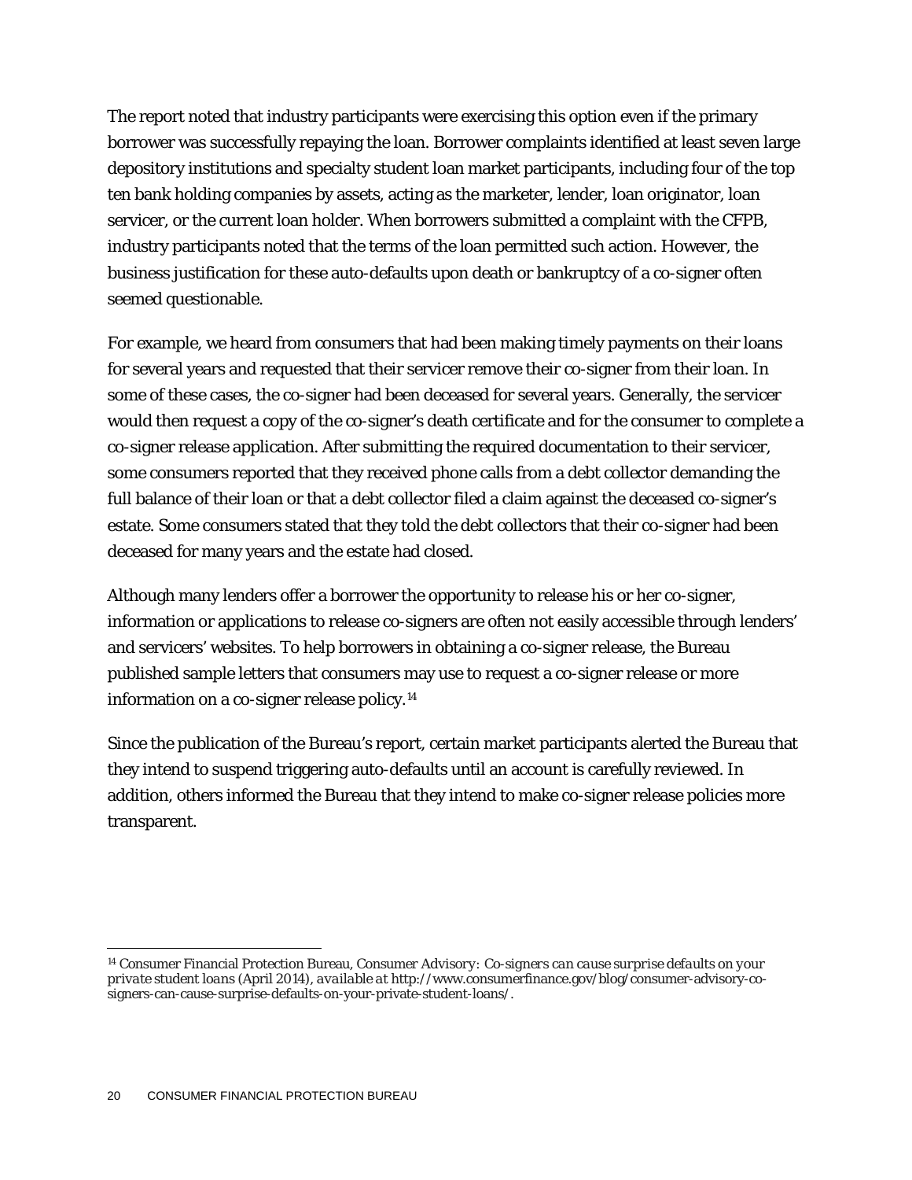The report noted that industry participants were exercising this option even if the primary borrower was successfully repaying the loan. Borrower complaints identified at least seven large depository institutions and specialty student loan market participants, including four of the top ten bank holding companies by assets, acting as the marketer, lender, loan originator, loan servicer, or the current loan holder. When borrowers submitted a complaint with the CFPB, industry participants noted that the terms of the loan permitted such action. However, the business justification for these auto-defaults upon death or bankruptcy of a co-signer often seemed questionable.

For example, we heard from consumers that had been making timely payments on their loans for several years and requested that their servicer remove their co-signer from their loan. In some of these cases, the co-signer had been deceased for several years. Generally, the servicer would then request a copy of the co-signer's death certificate and for the consumer to complete a co-signer release application. After submitting the required documentation to their servicer, some consumers reported that they received phone calls from a debt collector demanding the full balance of their loan or that a debt collector filed a claim against the deceased co-signer's estate. Some consumers stated that they told the debt collectors that their co-signer had been deceased for many years and the estate had closed.

Although many lenders offer a borrower the opportunity to release his or her co-signer, information or applications to release co-signers are often not easily accessible through lenders' and servicers' websites. To help borrowers in obtaining a co-signer release, the Bureau published sample letters that consumers may use to request a co-signer release or more information on a co-signer release policy.[14]

Since the publication of the Bureau's report, certain market participants alerted the Bureau that they intend to suspend triggering auto-defaults until an account is carefully reviewed. In addition, others informed the Bureau that they intend to make co-signer release policies more transparent.

---

[14] Consumer Financial Protection Bureau, Consumer Advisory: *Co-signers can cause surprise defaults on your private student loans (April 2014), available at* http://www.consumerfinance.gov/blog/consumer-advisory-co-signers-can-cause-surprise-defaults-on-your-private-student-loans/.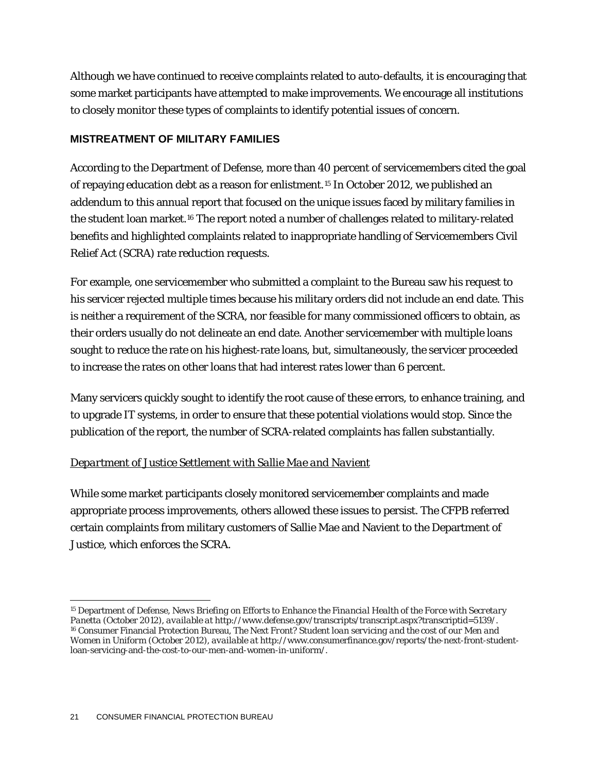Although we have continued to receive complaints related to auto-defaults, it is encouraging that some market participants have attempted to make improvements. We encourage all institutions to closely monitor these types of complaints to identify potential issues of concern.

## MISTREATMENT OF MILITARY FAMILIES

According to the Department of Defense, more than 40 percent of servicemembers cited the goal of repaying education debt as a reason for enlistment.[15] In October 2012, we published an addendum to this annual report that focused on the unique issues faced by military families in the student loan market.[16] The report noted a number of challenges related to military-related benefits and highlighted complaints related to inappropriate handling of Servicemembers Civil Relief Act (SCRA) rate reduction requests.

For example, one servicemember who submitted a complaint to the Bureau saw his request to his servicer rejected multiple times because his military orders did not include an end date. This is neither a requirement of the SCRA, nor feasible for many commissioned officers to obtain, as their orders usually do not delineate an end date. Another servicemember with multiple loans sought to reduce the rate on his highest-rate loans, but, simultaneously, the servicer proceeded to increase the rates on other loans that had interest rates lower than 6 percent.

Many servicers quickly sought to identify the root cause of these errors, to enhance training, and to upgrade IT systems, in order to ensure that these potential violations would stop. Since the publication of the report, the number of SCRA-related complaints has fallen substantially.

### *Department of Justice Settlement with Sallie Mae and Navient*

While some market participants closely monitored servicemember complaints and made appropriate process improvements, others allowed these issues to persist. The CFPB referred certain complaints from military customers of Sallie Mae and Navient to the Department of Justice, which enforces the SCRA.

---

[15] Department of Defense, *News Briefing on Efforts to Enhance the Financial Health of the Force with Secretary Panetta* (October 2012), *available at* http://www.defense.gov/transcripts/transcript.aspx?transcriptid=5139/.

[16] Consumer Financial Protection Bureau, *The Next Front? Student loan servicing and the cost of our Men and Women in Uniform* (October 2012), *available at* http://www.consumerfinance.gov/reports/the-next-front-student-loan-servicing-and-the-cost-to-our-men-and-women-in-uniform/.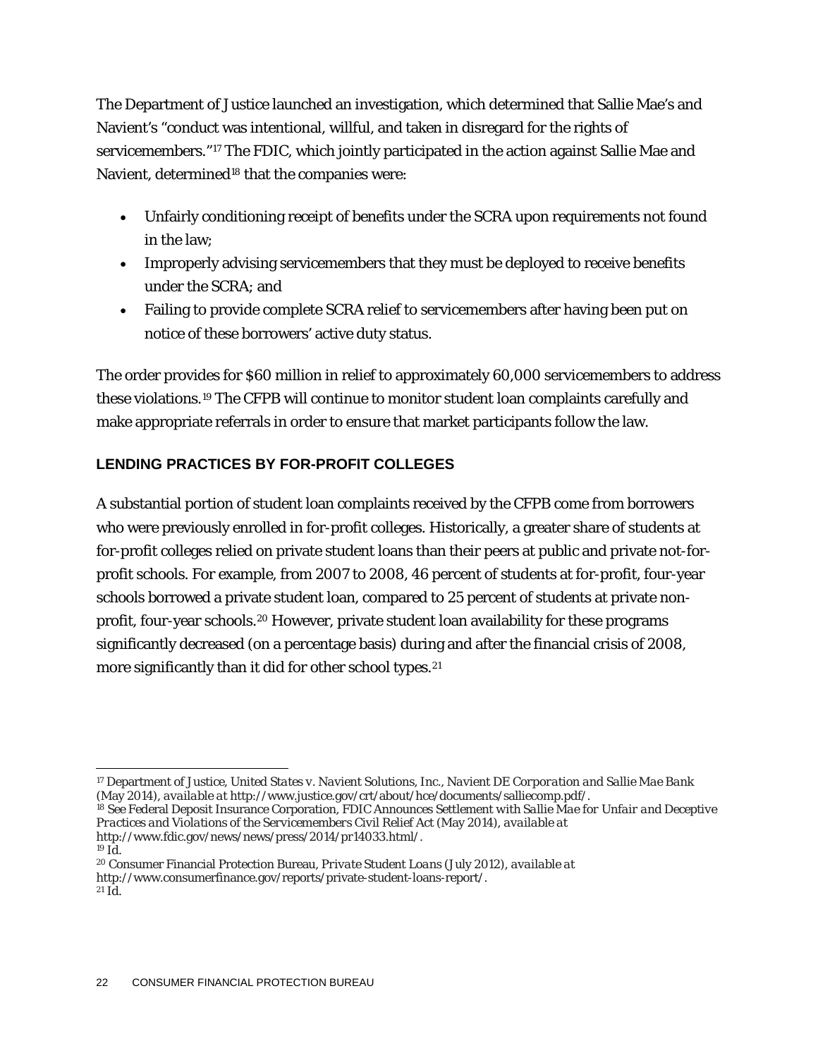The Department of Justice launched an investigation, which determined that Sallie Mae's and Navient's "conduct was intentional, willful, and taken in disregard for the rights of servicemembers."[17] The FDIC, which jointly participated in the action against Sallie Mae and Navient, determined[18] that the companies were:

- Unfairly conditioning receipt of benefits under the SCRA upon requirements not found in the law;
- Improperly advising servicemembers that they must be deployed to receive benefits under the SCRA; and
- Failing to provide complete SCRA relief to servicemembers after having been put on notice of these borrowers' active duty status.

The order provides for $60 million in relief to approximately 60,000 servicemembers to address these violations.[19] The CFPB will continue to monitor student loan complaints carefully and make appropriate referrals in order to ensure that market participants follow the law.

### LENDING PRACTICES BY FOR-PROFIT COLLEGES

A substantial portion of student loan complaints received by the CFPB come from borrowers who were previously enrolled in for-profit colleges. Historically, a greater share of students at for-profit colleges relied on private student loans than their peers at public and private not-for-profit schools. For example, from 2007 to 2008, 46 percent of students at for-profit, four-year schools borrowed a private student loan, compared to 25 percent of students at private non-profit, four-year schools.[20] However, private student loan availability for these programs significantly decreased (on a percentage basis) during and after the financial crisis of 2008, more significantly than it did for other school types.[21]

---

[17] Department of Justice, *United States v. Navient Solutions, Inc., Navient DE Corporation and Sallie Mae Bank* (May 2014), *available at* http://www.justice.gov/crt/about/hce/documents/salliecomp.pdf/.

[18] *See* Federal Deposit Insurance Corporation, *FDIC Announces Settlement with Sallie Mae for Unfair and Deceptive Practices and Violations of the Servicemembers Civil Relief Act* (May 2014), *available at* http://www.fdic.gov/news/news/press/2014/pr14033.html/.

[19] *Id.*

[20] Consumer Financial Protection Bureau, *Private Student Loans* (July 2012), *available at* http://www.consumerfinance.gov/reports/private-student-loans-report/.

[21] *Id.*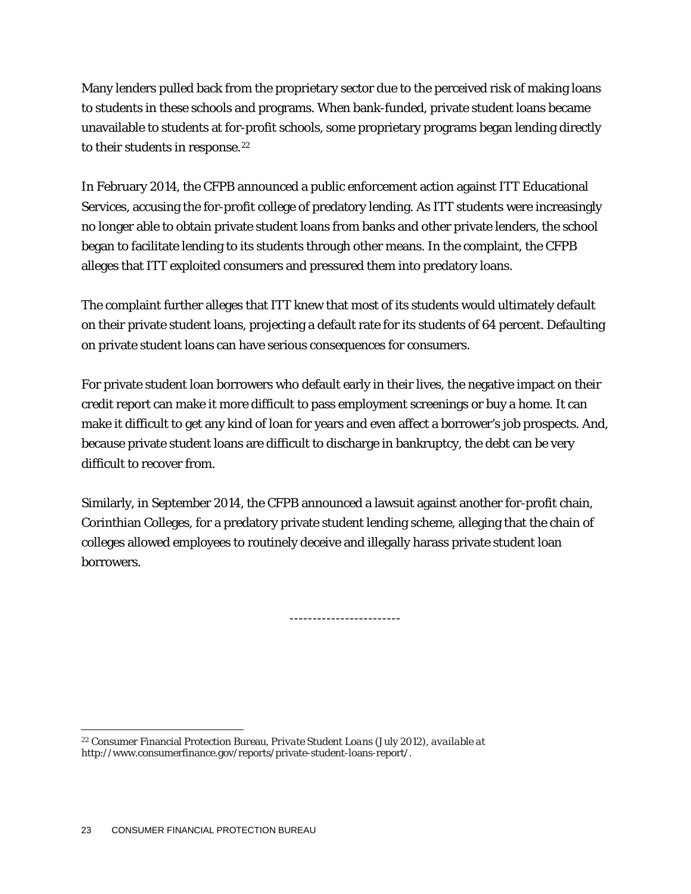Many lenders pulled back from the proprietary sector due to the perceived risk of making loans to students in these schools and programs. When bank-funded, private student loans became unavailable to students at for-profit schools, some proprietary programs began lending directly to their students in response.[22]

In February 2014, the CFPB announced a public enforcement action against ITT Educational Services, accusing the for-profit college of predatory lending. As ITT students were increasingly no longer able to obtain private student loans from banks and other private lenders, the school began to facilitate lending to its students through other means. In the complaint, the CFPB alleges that ITT exploited consumers and pressured them into predatory loans.

The complaint further alleges that ITT knew that most of its students would ultimately default on their private student loans, projecting a default rate for its students of 64 percent. Defaulting on private student loans can have serious consequences for consumers.

For private student loan borrowers who default early in their lives, the negative impact on their credit report can make it more difficult to pass employment screenings or buy a home. It can make it difficult to get any kind of loan for years and even affect a borrower's job prospects. And, because private student loans are difficult to discharge in bankruptcy, the debt can be very difficult to recover from.

Similarly, in September 2014, the CFPB announced a lawsuit against another for-profit chain, Corinthian Colleges, for a predatory private student lending scheme, alleging that the chain of colleges allowed employees to routinely deceive and illegally harass private student loan borrowers.

------------------------

[22] Consumer Financial Protection Bureau, *Private Student Loans* (July 2012), *available at* http://www.consumerfinance.gov/reports/private-student-loans-report/.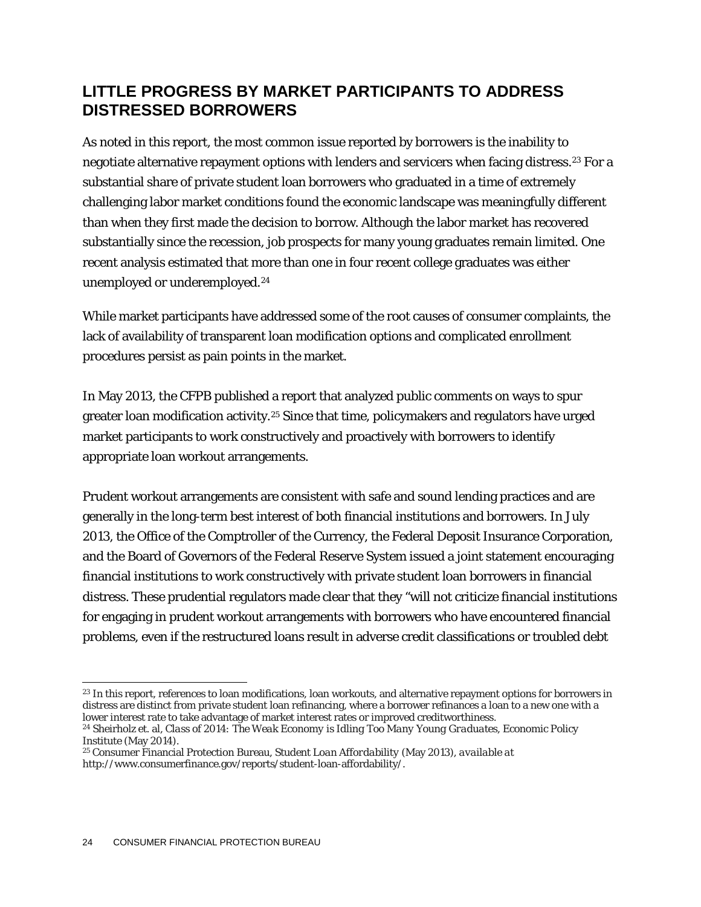## LITTLE PROGRESS BY MARKET PARTICIPANTS TO ADDRESS DISTRESSED BORROWERS

As noted in this report, the most common issue reported by borrowers is the inability to negotiate alternative repayment options with lenders and servicers when facing distress.[23] For a substantial share of private student loan borrowers who graduated in a time of extremely challenging labor market conditions found the economic landscape was meaningfully different than when they first made the decision to borrow. Although the labor market has recovered substantially since the recession, job prospects for many young graduates remain limited. One recent analysis estimated that more than one in four recent college graduates was either unemployed or underemployed.[24]

While market participants have addressed some of the root causes of consumer complaints, the lack of availability of transparent loan modification options and complicated enrollment procedures persist as pain points in the market.

In May 2013, the CFPB published a report that analyzed public comments on ways to spur greater loan modification activity.[25] Since that time, policymakers and regulators have urged market participants to work constructively and proactively with borrowers to identify appropriate loan workout arrangements.

Prudent workout arrangements are consistent with safe and sound lending practices and are generally in the long-term best interest of both financial institutions and borrowers. In July 2013, the Office of the Comptroller of the Currency, the Federal Deposit Insurance Corporation, and the Board of Governors of the Federal Reserve System issued a joint statement encouraging financial institutions to work constructively with private student loan borrowers in financial distress. These prudential regulators made clear that they "will not criticize financial institutions for engaging in prudent workout arrangements with borrowers who have encountered financial problems, even if the restructured loans result in adverse credit classifications or troubled debt

[23] In this report, references to loan modifications, loan workouts, and alternative repayment options for borrowers in distress are distinct from private student loan refinancing, where a borrower refinances a loan to a new one with a lower interest rate to take advantage of market interest rates or improved creditworthiness.

[24] Sheirholz et. al, *Class of 2014: The Weak Economy is Idling Too Many Young Graduates*, Economic Policy Institute (May 2014).

[25] Consumer Financial Protection Bureau, *Student Loan Affordability* (May 2013), *available at* http://www.consumerfinance.gov/reports/student-loan-affordability/.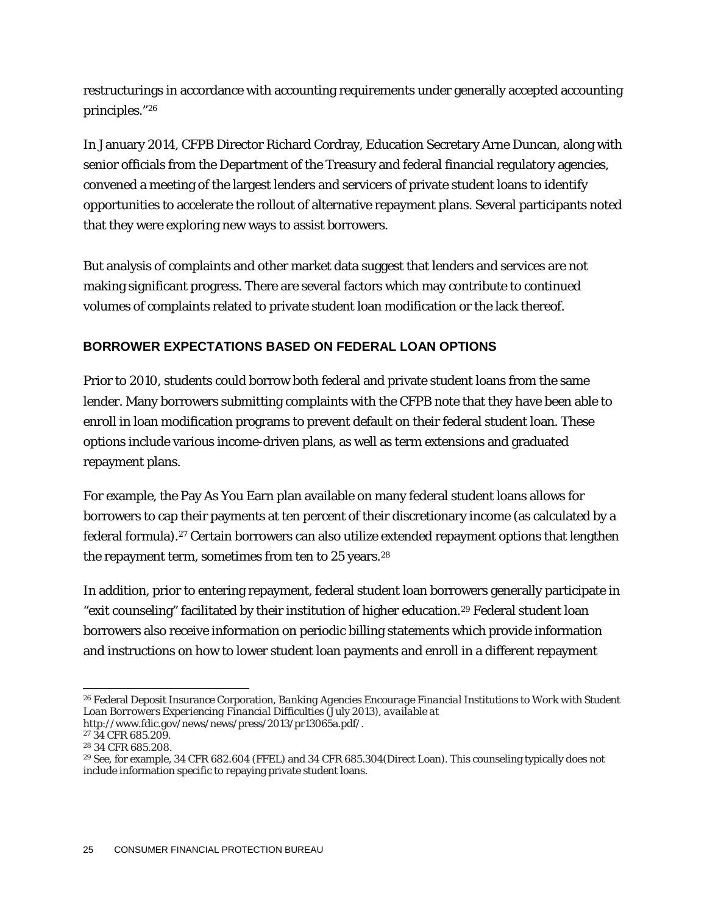restructurings in accordance with accounting requirements under generally accepted accounting principles."[26]

In January 2014, CFPB Director Richard Cordray, Education Secretary Arne Duncan, along with senior officials from the Department of the Treasury and federal financial regulatory agencies, convened a meeting of the largest lenders and servicers of private student loans to identify opportunities to accelerate the rollout of alternative repayment plans. Several participants noted that they were exploring new ways to assist borrowers.

But analysis of complaints and other market data suggest that lenders and services are not making significant progress. There are several factors which may contribute to continued volumes of complaints related to private student loan modification or the lack thereof.

### BORROWER EXPECTATIONS BASED ON FEDERAL LOAN OPTIONS

Prior to 2010, students could borrow both federal and private student loans from the same lender. Many borrowers submitting complaints with the CFPB note that they have been able to enroll in loan modification programs to prevent default on their federal student loan. These options include various income-driven plans, as well as term extensions and graduated repayment plans.

For example, the Pay As You Earn plan available on many federal student loans allows for borrowers to cap their payments at ten percent of their discretionary income (as calculated by a federal formula).[27] Certain borrowers can also utilize extended repayment options that lengthen the repayment term, sometimes from ten to 25 years.[28]

In addition, prior to entering repayment, federal student loan borrowers generally participate in "exit counseling" facilitated by their institution of higher education.[29] Federal student loan borrowers also receive information on periodic billing statements which provide information and instructions on how to lower student loan payments and enroll in a different repayment

---

[26] Federal Deposit Insurance Corporation, *Banking Agencies Encourage Financial Institutions to Work with Student Loan Borrowers Experiencing Financial Difficulties (July 2013), available at* http://www.fdic.gov/news/news/press/2013/pr13065a.pdf/.

[27] 34 CFR 685.209.

[28] 34 CFR 685.208.

[29] See, for example, 34 CFR 682.604 (FFEL) and 34 CFR 685.304(Direct Loan). This counseling typically does not include information specific to repaying private student loans.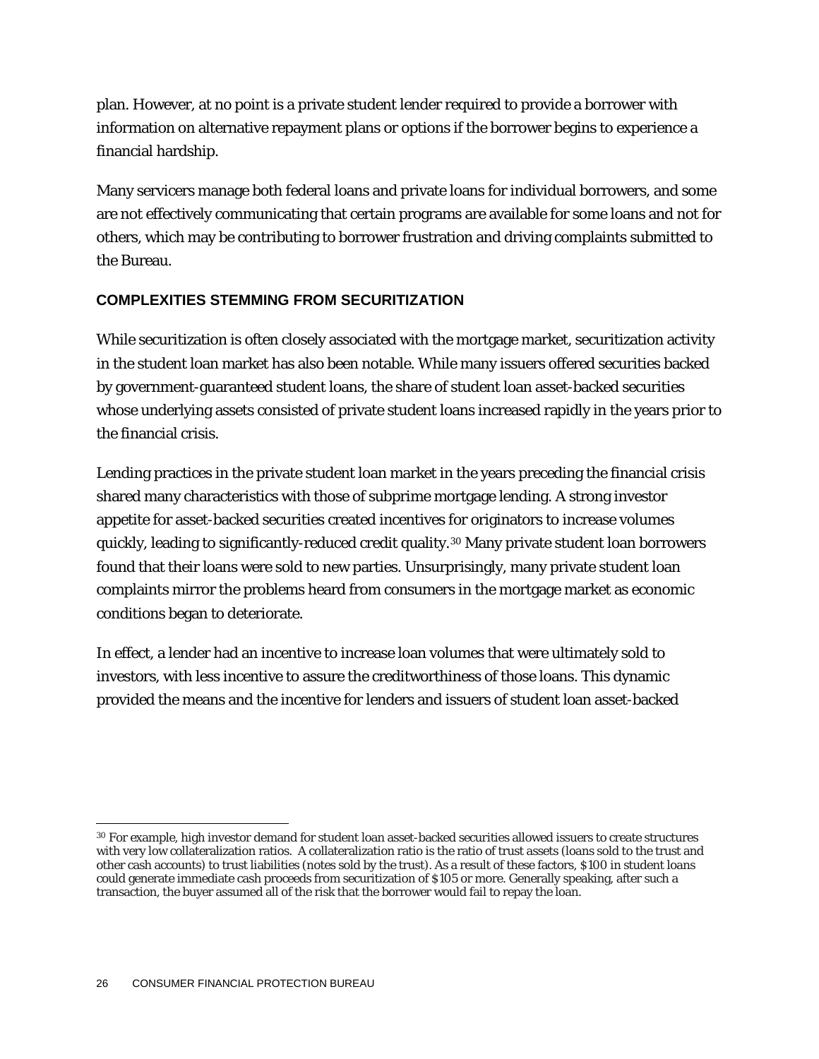plan. However, at no point is a private student lender required to provide a borrower with information on alternative repayment plans or options if the borrower begins to experience a financial hardship.

Many servicers manage both federal loans and private loans for individual borrowers, and some are not effectively communicating that certain programs are available for some loans and not for others, which may be contributing to borrower frustration and driving complaints submitted to the Bureau.

## COMPLEXITIES STEMMING FROM SECURITIZATION

While securitization is often closely associated with the mortgage market, securitization activity in the student loan market has also been notable. While many issuers offered securities backed by government-guaranteed student loans, the share of student loan asset-backed securities whose underlying assets consisted of private student loans increased rapidly in the years prior to the financial crisis.

Lending practices in the private student loan market in the years preceding the financial crisis shared many characteristics with those of subprime mortgage lending. A strong investor appetite for asset-backed securities created incentives for originators to increase volumes quickly, leading to significantly-reduced credit quality.[30] Many private student loan borrowers found that their loans were sold to new parties. Unsurprisingly, many private student loan complaints mirror the problems heard from consumers in the mortgage market as economic conditions began to deteriorate.

In effect, a lender had an incentive to increase loan volumes that were ultimately sold to investors, with less incentive to assure the creditworthiness of those loans. This dynamic provided the means and the incentive for lenders and issuers of student loan asset-backed

[30] For example, high investor demand for student loan asset-backed securities allowed issuers to create structures with very low collateralization ratios. A collateralization ratio is the ratio of trust assets (loans sold to the trust and other cash accounts) to trust liabilities (notes sold by the trust). As a result of these factors, $100 in student loans could generate immediate cash proceeds from securitization of $105 or more. Generally speaking, after such a transaction, the buyer assumed all of the risk that the borrower would fail to repay the loan.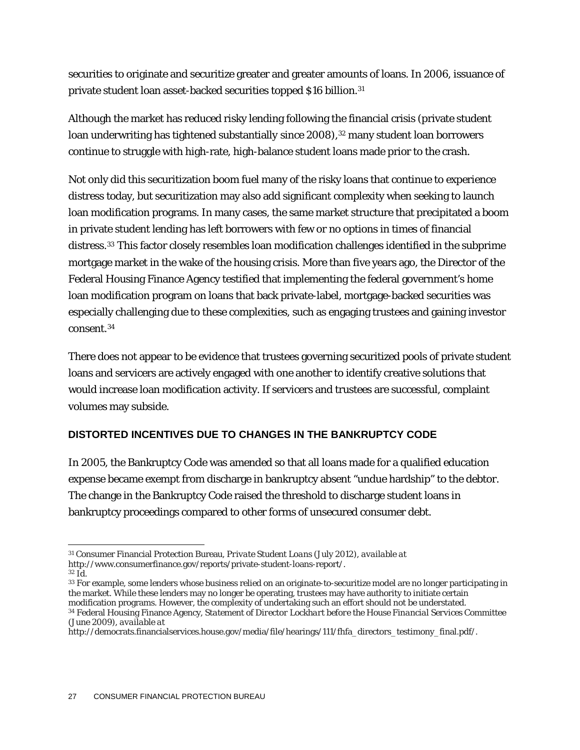securities to originate and securitize greater and greater amounts of loans. In 2006, issuance of private student loan asset-backed securities topped $16 billion.[31]

Although the market has reduced risky lending following the financial crisis (private student loan underwriting has tightened substantially since 2008),[32] many student loan borrowers continue to struggle with high-rate, high-balance student loans made prior to the crash.

Not only did this securitization boom fuel many of the risky loans that continue to experience distress today, but securitization may also add significant complexity when seeking to launch loan modification programs. In many cases, the same market structure that precipitated a boom in private student lending has left borrowers with few or no options in times of financial distress.[33] This factor closely resembles loan modification challenges identified in the subprime mortgage market in the wake of the housing crisis. More than five years ago, the Director of the Federal Housing Finance Agency testified that implementing the federal government's home loan modification program on loans that back private-label, mortgage-backed securities was especially challenging due to these complexities, such as engaging trustees and gaining investor consent.[34]

There does not appear to be evidence that trustees governing securitized pools of private student loans and servicers are actively engaged with one another to identify creative solutions that would increase loan modification activity. If servicers and trustees are successful, complaint volumes may subside.

## DISTORTED INCENTIVES DUE TO CHANGES IN THE BANKRUPTCY CODE

In 2005, the Bankruptcy Code was amended so that all loans made for a qualified education expense became exempt from discharge in bankruptcy absent "undue hardship" to the debtor. The change in the Bankruptcy Code raised the threshold to discharge student loans in bankruptcy proceedings compared to other forms of unsecured consumer debt.

---

[31] Consumer Financial Protection Bureau, *Private Student Loans* (July 2012), *available at* http://www.consumerfinance.gov/reports/private-student-loans-report/.

[32] *Id.*

[33] For example, some lenders whose business relied on an originate-to-securitize model are no longer participating in the market. While these lenders may no longer be operating, trustees may have authority to initiate certain modification programs. However, the complexity of undertaking such an effort should not be understated.

[34] Federal Housing Finance Agency, *Statement of Director Lockhart before the House Financial Services Committee* (June 2009), *available at* http://democrats.financialservices.house.gov/media/file/hearings/111/fhfa_directors_testimony_final.pdf/.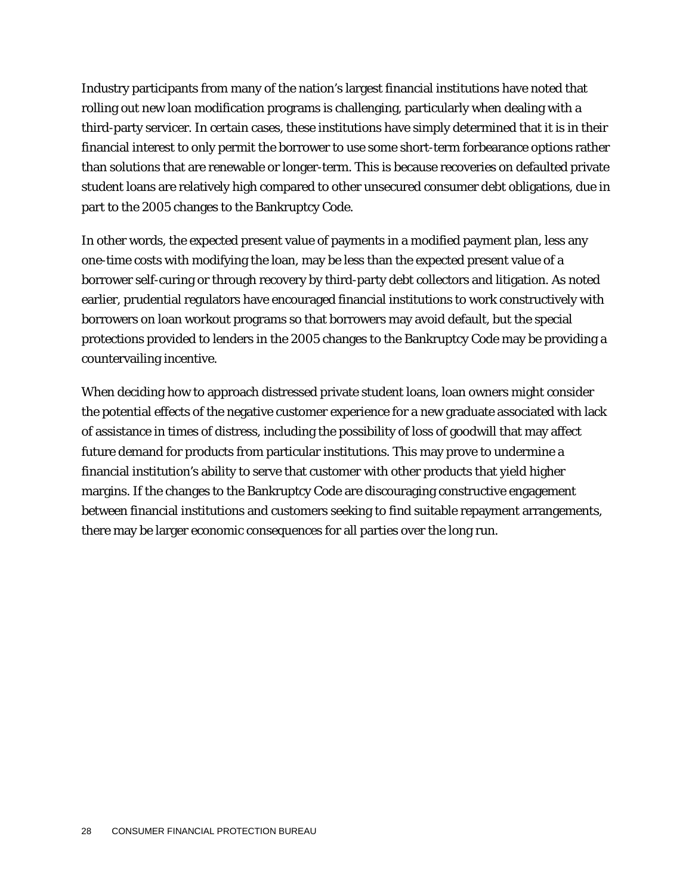Industry participants from many of the nation's largest financial institutions have noted that rolling out new loan modification programs is challenging, particularly when dealing with a third-party servicer. In certain cases, these institutions have simply determined that it is in their financial interest to only permit the borrower to use some short-term forbearance options rather than solutions that are renewable or longer-term. This is because recoveries on defaulted private student loans are relatively high compared to other unsecured consumer debt obligations, due in part to the 2005 changes to the Bankruptcy Code.

In other words, the expected present value of payments in a modified payment plan, less any one-time costs with modifying the loan, may be less than the expected present value of a borrower self-curing or through recovery by third-party debt collectors and litigation. As noted earlier, prudential regulators have encouraged financial institutions to work constructively with borrowers on loan workout programs so that borrowers may avoid default, but the special protections provided to lenders in the 2005 changes to the Bankruptcy Code may be providing a countervailing incentive.

When deciding how to approach distressed private student loans, loan owners might consider the potential effects of the negative customer experience for a new graduate associated with lack of assistance in times of distress, including the possibility of loss of goodwill that may affect future demand for products from particular institutions. This may prove to undermine a financial institution's ability to serve that customer with other products that yield higher margins. If the changes to the Bankruptcy Code are discouraging constructive engagement between financial institutions and customers seeking to find suitable repayment arrangements, there may be larger economic consequences for all parties over the long run.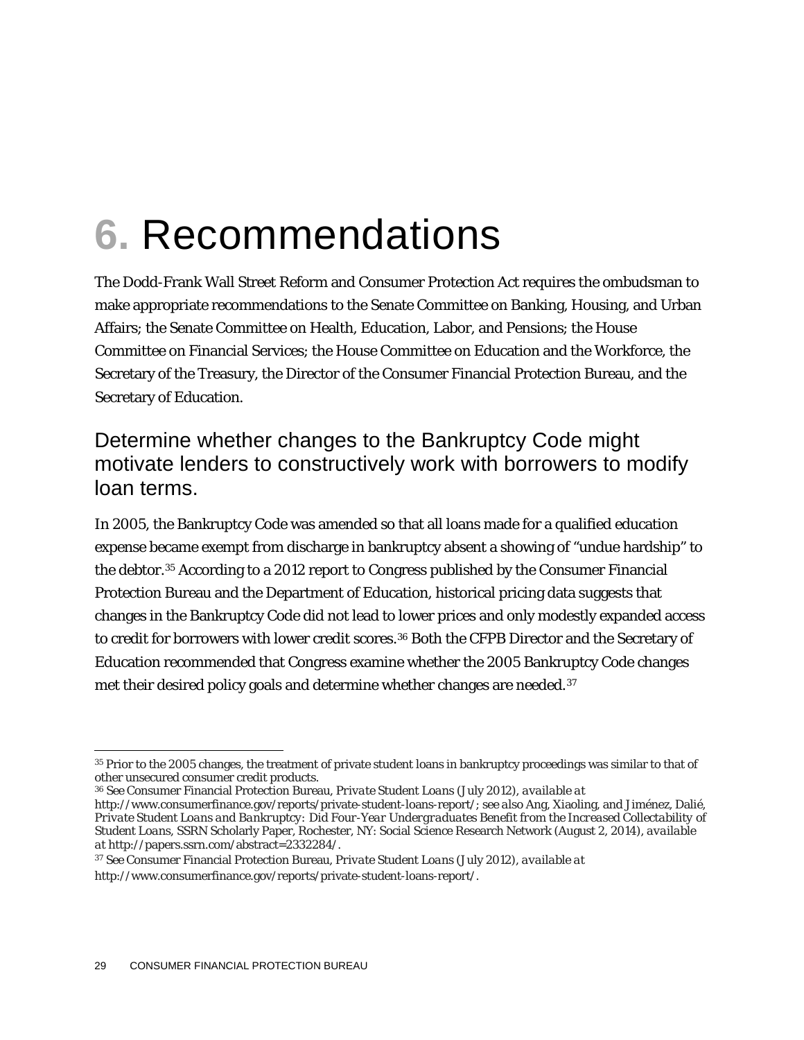# 6. Recommendations

The Dodd-Frank Wall Street Reform and Consumer Protection Act requires the ombudsman to make appropriate recommendations to the Senate Committee on Banking, Housing, and Urban Affairs; the Senate Committee on Health, Education, Labor, and Pensions; the House Committee on Financial Services; the House Committee on Education and the Workforce, the Secretary of the Treasury, the Director of the Consumer Financial Protection Bureau, and the Secretary of Education.

## Determine whether changes to the Bankruptcy Code might motivate lenders to constructively work with borrowers to modify loan terms.

In 2005, the Bankruptcy Code was amended so that all loans made for a qualified education expense became exempt from discharge in bankruptcy absent a showing of "undue hardship" to the debtor.[35] According to a 2012 report to Congress published by the Consumer Financial Protection Bureau and the Department of Education, historical pricing data suggests that changes in the Bankruptcy Code did not lead to lower prices and only modestly expanded access to credit for borrowers with lower credit scores.[36] Both the CFPB Director and the Secretary of Education recommended that Congress examine whether the 2005 Bankruptcy Code changes met their desired policy goals and determine whether changes are needed.[37]

---

[35] Prior to the 2005 changes, the treatment of private student loans in bankruptcy proceedings was similar to that of other unsecured consumer credit products.

[36] See Consumer Financial Protection Bureau, *Private Student Loans* (July 2012), *available at* http://www.consumerfinance.gov/reports/private-student-loans-report/; see also Ang, Xiaoling, and Jiménez, Dalié, *Private Student Loans and Bankruptcy: Did Four-Year Undergraduates Benefit from the Increased Collectability of Student Loans*, SSRN Scholarly Paper, Rochester, NY: Social Science Research Network (August 2, 2014), *available at* http://papers.ssrn.com/abstract=2332284/.

[37] See Consumer Financial Protection Bureau, *Private Student Loans* (July 2012), *available at* http://www.consumerfinance.gov/reports/private-student-loans-report/.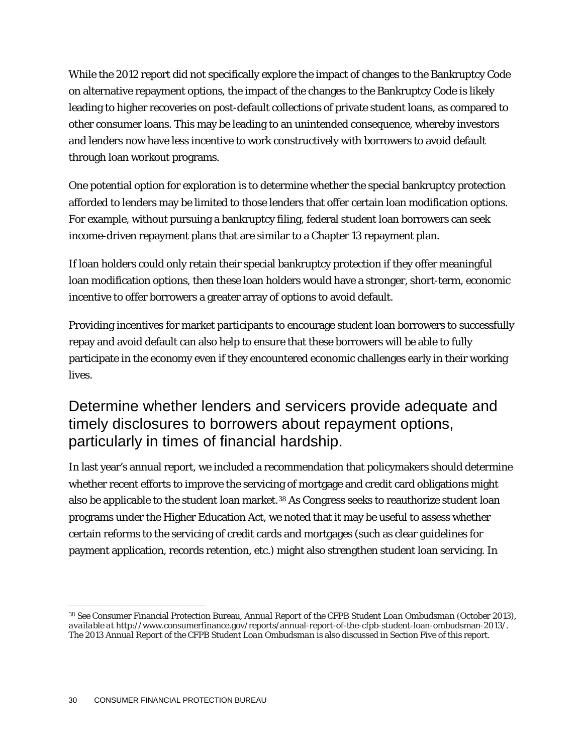While the 2012 report did not specifically explore the impact of changes to the Bankruptcy Code on alternative repayment options, the impact of the changes to the Bankruptcy Code is likely leading to higher recoveries on post-default collections of private student loans, as compared to other consumer loans. This may be leading to an unintended consequence, whereby investors and lenders now have less incentive to work constructively with borrowers to avoid default through loan workout programs.

One potential option for exploration is to determine whether the special bankruptcy protection afforded to lenders may be limited to those lenders that offer certain loan modification options. For example, without pursuing a bankruptcy filing, federal student loan borrowers can seek income-driven repayment plans that are similar to a Chapter 13 repayment plan.

If loan holders could only retain their special bankruptcy protection if they offer meaningful loan modification options, then these loan holders would have a stronger, short-term, economic incentive to offer borrowers a greater array of options to avoid default.

Providing incentives for market participants to encourage student loan borrowers to successfully repay and avoid default can also help to ensure that these borrowers will be able to fully participate in the economy even if they encountered economic challenges early in their working lives.

## Determine whether lenders and servicers provide adequate and timely disclosures to borrowers about repayment options, particularly in times of financial hardship.

In last year's annual report, we included a recommendation that policymakers should determine whether recent efforts to improve the servicing of mortgage and credit card obligations might also be applicable to the student loan market.[38] As Congress seeks to reauthorize student loan programs under the Higher Education Act, we noted that it may be useful to assess whether certain reforms to the servicing of credit cards and mortgages (such as clear guidelines for payment application, records retention, etc.) might also strengthen student loan servicing. In

---

[38] *See* Consumer Financial Protection Bureau, *Annual Report of the CFPB Student Loan Ombudsman* (October 2013), *available at* http://www.consumerfinance.gov/reports/annual-report-of-the-cfpb-student-loan-ombudsman-2013/. The *2013 Annual Report of the CFPB Student Loan Ombudsman* is also discussed in Section Five of this report.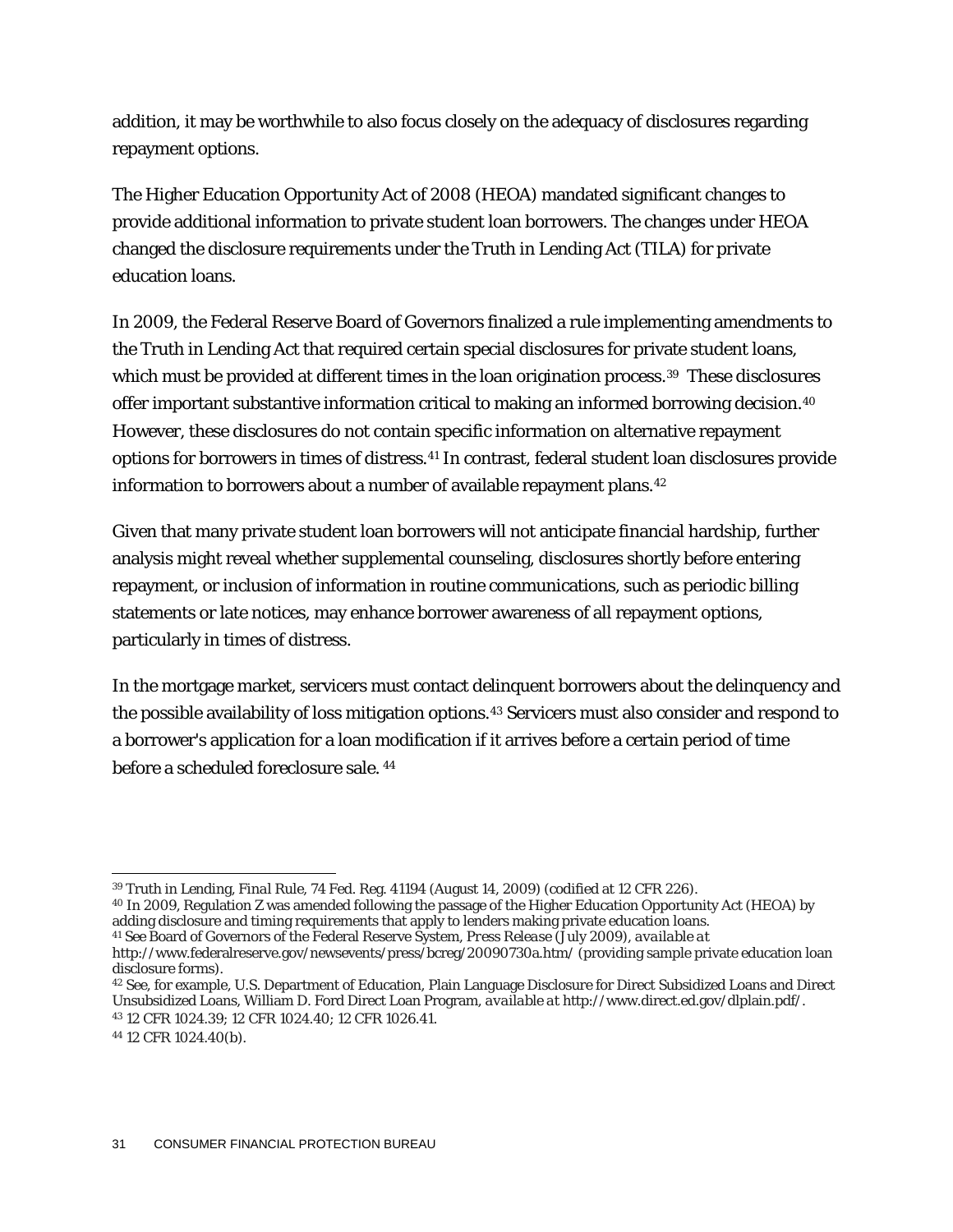addition, it may be worthwhile to also focus closely on the adequacy of disclosures regarding repayment options.

The Higher Education Opportunity Act of 2008 (HEOA) mandated significant changes to provide additional information to private student loan borrowers. The changes under HEOA changed the disclosure requirements under the Truth in Lending Act (TILA) for private education loans.

In 2009, the Federal Reserve Board of Governors finalized a rule implementing amendments to the Truth in Lending Act that required certain special disclosures for private student loans, which must be provided at different times in the loan origination process.[39] These disclosures offer important substantive information critical to making an informed borrowing decision.[40] However, these disclosures do not contain specific information on alternative repayment options for borrowers in times of distress.[41] In contrast, federal student loan disclosures provide information to borrowers about a number of available repayment plans.[42]

Given that many private student loan borrowers will not anticipate financial hardship, further analysis might reveal whether supplemental counseling, disclosures shortly before entering repayment, or inclusion of information in routine communications, such as periodic billing statements or late notices, may enhance borrower awareness of all repayment options, particularly in times of distress.

In the mortgage market, servicers must contact delinquent borrowers about the delinquency and the possible availability of loss mitigation options.[43] Servicers must also consider and respond to a borrower's application for a loan modification if it arrives before a certain period of time before a scheduled foreclosure sale.[44]

---

[39] Truth in Lending, *Final Rule*, 74 Fed. Reg. 41194 (August 14, 2009) (codified at 12 CFR 226).

[40] In 2009, Regulation Z was amended following the passage of the Higher Education Opportunity Act (HEOA) by adding disclosure and timing requirements that apply to lenders making private education loans.

[41] See Board of Governors of the Federal Reserve System, *Press Release (July 2009)*, *available at* http://www.federalreserve.gov/newsevents/press/bcreg/20090730a.htm/ (providing sample private education loan disclosure forms).

[42] See, for example, U.S. Department of Education, Plain Language Disclosure for Direct Subsidized Loans and Direct Unsubsidized Loans, William D. Ford Direct Loan Program, *available at* http://www.direct.ed.gov/dlplain.pdf/.

[43] 12 CFR 1024.39; 12 CFR 1024.40; 12 CFR 1026.41.

[44] 12 CFR 1024.40(b).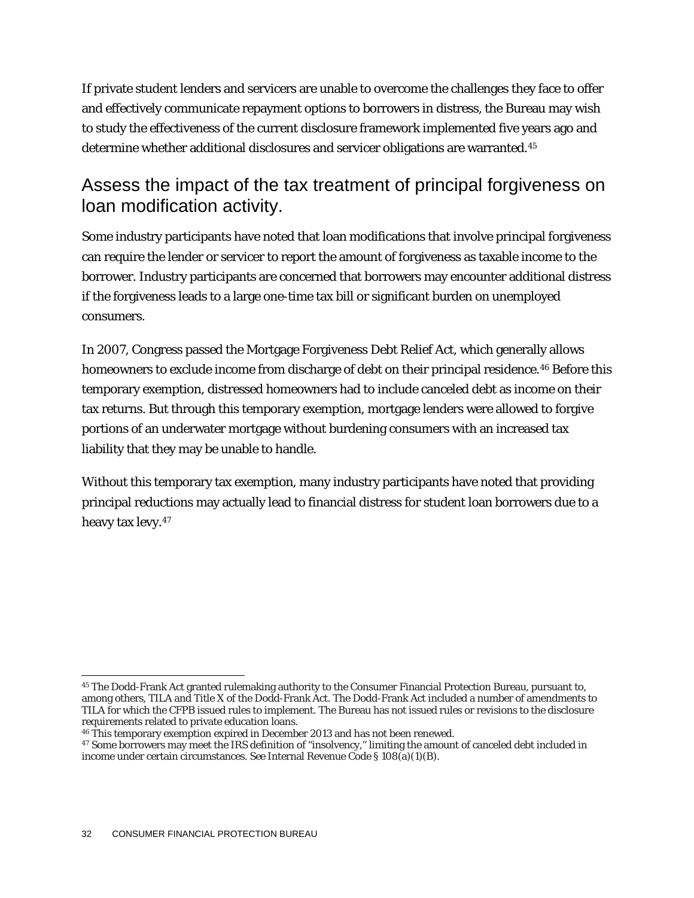If private student lenders and servicers are unable to overcome the challenges they face to offer and effectively communicate repayment options to borrowers in distress, the Bureau may wish to study the effectiveness of the current disclosure framework implemented five years ago and determine whether additional disclosures and servicer obligations are warranted.[45]

## Assess the impact of the tax treatment of principal forgiveness on loan modification activity.

Some industry participants have noted that loan modifications that involve principal forgiveness can require the lender or servicer to report the amount of forgiveness as taxable income to the borrower. Industry participants are concerned that borrowers may encounter additional distress if the forgiveness leads to a large one-time tax bill or significant burden on unemployed consumers.

In 2007, Congress passed the Mortgage Forgiveness Debt Relief Act, which generally allows homeowners to exclude income from discharge of debt on their principal residence.[46] Before this temporary exemption, distressed homeowners had to include canceled debt as income on their tax returns. But through this temporary exemption, mortgage lenders were allowed to forgive portions of an underwater mortgage without burdening consumers with an increased tax liability that they may be unable to handle.

Without this temporary tax exemption, many industry participants have noted that providing principal reductions may actually lead to financial distress for student loan borrowers due to a heavy tax levy.[47]

---

[45] The Dodd-Frank Act granted rulemaking authority to the Consumer Financial Protection Bureau, pursuant to, among others, TILA and Title X of the Dodd-Frank Act. The Dodd-Frank Act included a number of amendments to TILA for which the CFPB issued rules to implement. The Bureau has not issued rules or revisions to the disclosure requirements related to private education loans.

[46] This temporary exemption expired in December 2013 and has not been renewed.

[47] Some borrowers may meet the IRS definition of "insolvency," limiting the amount of canceled debt included in income under certain circumstances. See Internal Revenue Code § 108(a)(1)(B).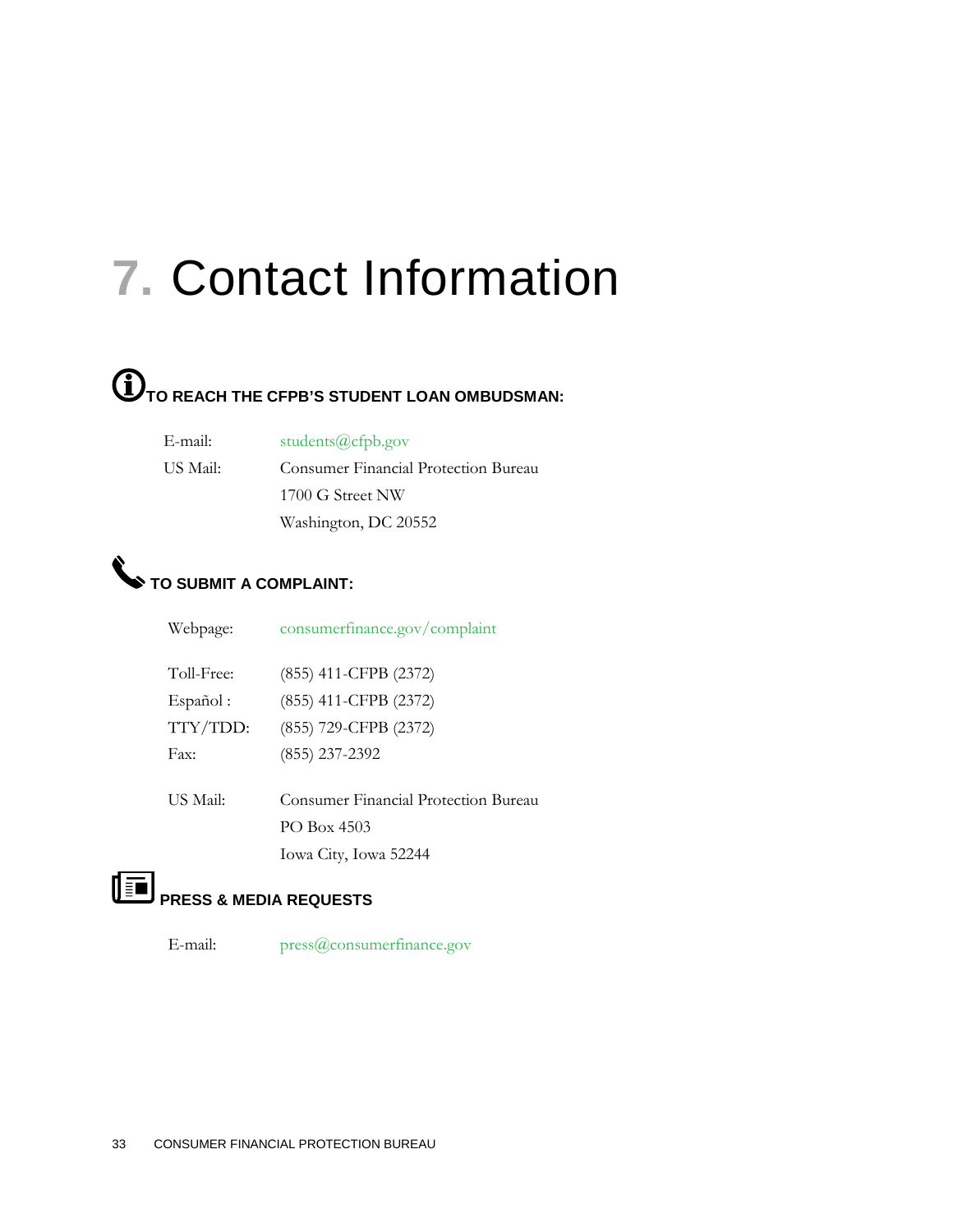# 7. Contact Information

### TO REACH THE CFPB'S STUDENT LOAN OMBUDSMAN:

| | |
|---|---|
| E-mail: | students@cfpb.gov |
| US Mail: | Consumer Financial Protection Bureau |
| | 1700 G Street NW |
| | Washington, DC 20552 |

### TO SUBMIT A COMPLAINT:

| | |
|---|---|
| Webpage: | consumerfinance.gov/complaint |
| Toll-Free: | (855) 411-CFPB (2372) |
| Español : | (855) 411-CFPB (2372) |
| TTY/TDD: | (855) 729-CFPB (2372) |
| Fax: | (855) 237-2392 |
| US Mail: | Consumer Financial Protection Bureau |
| | PO Box 4503 |
| | Iowa City, Iowa 52244 |

### PRESS & MEDIA REQUESTS

| | |
|---|---|
| E-mail: | press@consumerfinance.gov |